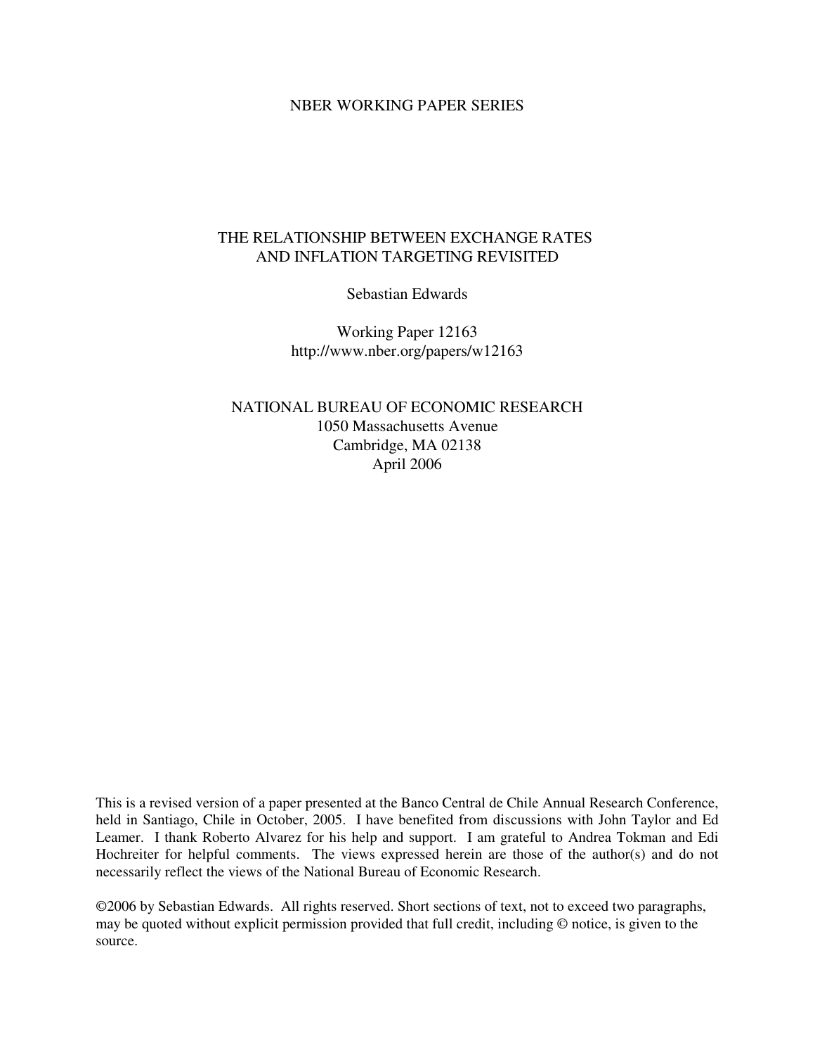NBER WORKING PAPER SERIES

# THE RELATIONSHIP BETWEEN EXCHANGE RATES AND INFLATION TARGETING REVISITED

Sebastian Edwards

Working Paper 12163
http://www.nber.org/papers/w12163

NATIONAL BUREAU OF ECONOMIC RESEARCH
1050 Massachusetts Avenue
Cambridge, MA 02138
April 2006

This is a revised version of a paper presented at the Banco Central de Chile Annual Research Conference, held in Santiago, Chile in October, 2005. I have benefited from discussions with John Taylor and Ed Leamer. I thank Roberto Alvarez for his help and support. I am grateful to Andrea Tokman and Edi Hochreiter for helpful comments. The views expressed herein are those of the author(s) and do not necessarily reflect the views of the National Bureau of Economic Research.

©2006 by Sebastian Edwards. All rights reserved. Short sections of text, not to exceed two paragraphs, may be quoted without explicit permission provided that full credit, including © notice, is given to the source.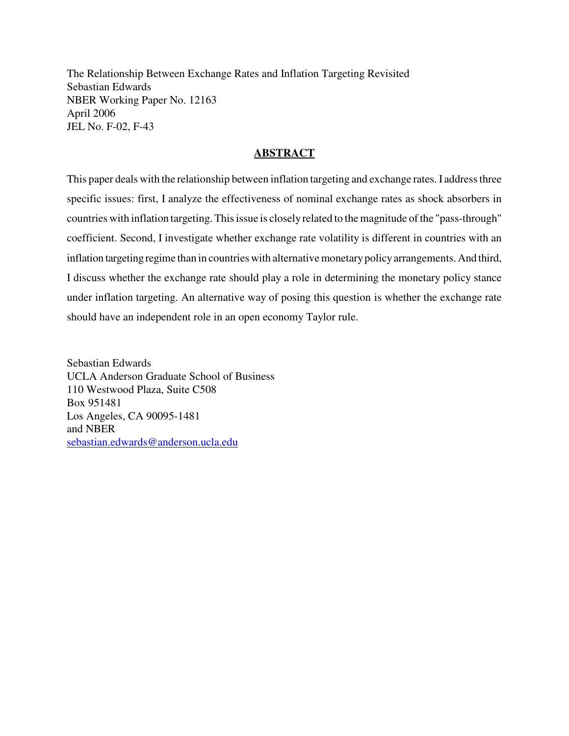The Relationship Between Exchange Rates and Inflation Targeting Revisited
Sebastian Edwards
NBER Working Paper No. 12163
April 2006
JEL No. F-02, F-43

## ABSTRACT

This paper deals with the relationship between inflation targeting and exchange rates. I address three specific issues: first, I analyze the effectiveness of nominal exchange rates as shock absorbers in countries with inflation targeting. This issue is closely related to the magnitude of the "pass-through" coefficient. Second, I investigate whether exchange rate volatility is different in countries with an inflation targeting regime than in countries with alternative monetary policy arrangements. And third, I discuss whether the exchange rate should play a role in determining the monetary policy stance under inflation targeting. An alternative way of posing this question is whether the exchange rate should have an independent role in an open economy Taylor rule.

Sebastian Edwards
UCLA Anderson Graduate School of Business
110 Westwood Plaza, Suite C508
Box 951481
Los Angeles, CA 90095-1481
and NBER
sebastian.edwards@anderson.ucla.edu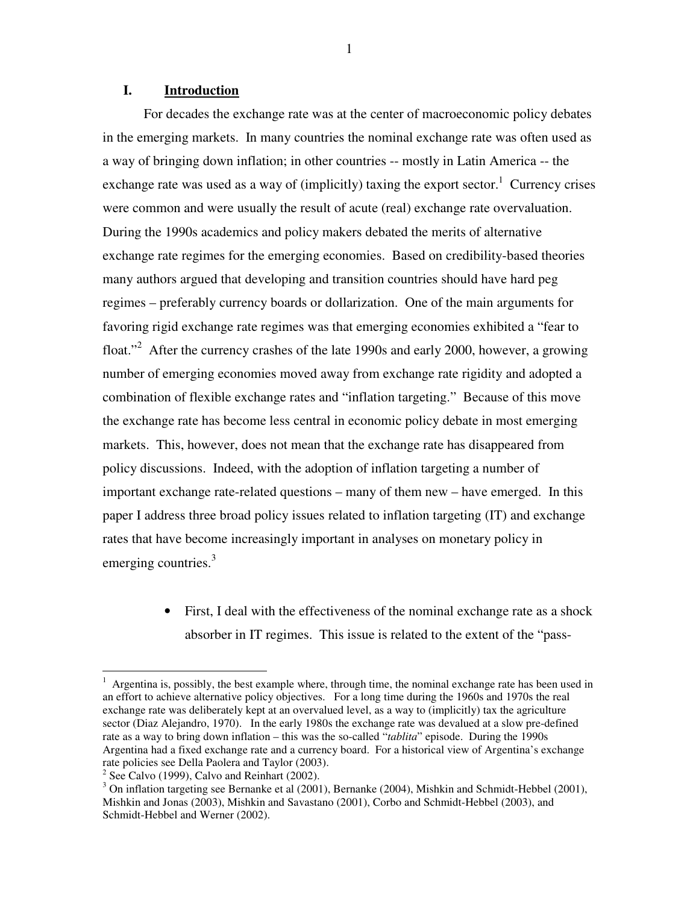## I. Introduction

For decades the exchange rate was at the center of macroeconomic policy debates in the emerging markets. In many countries the nominal exchange rate was often used as a way of bringing down inflation; in other countries -- mostly in Latin America -- the exchange rate was used as a way of (implicitly) taxing the export sector.[1] Currency crises were common and were usually the result of acute (real) exchange rate overvaluation. During the 1990s academics and policy makers debated the merits of alternative exchange rate regimes for the emerging economies. Based on credibility-based theories many authors argued that developing and transition countries should have hard peg regimes – preferably currency boards or dollarization. One of the main arguments for favoring rigid exchange rate regimes was that emerging economies exhibited a "fear to float."[2] After the currency crashes of the late 1990s and early 2000, however, a growing number of emerging economies moved away from exchange rate rigidity and adopted a combination of flexible exchange rates and "inflation targeting." Because of this move the exchange rate has become less central in economic policy debate in most emerging markets. This, however, does not mean that the exchange rate has disappeared from policy discussions. Indeed, with the adoption of inflation targeting a number of important exchange rate-related questions – many of them new – have emerged. In this paper I address three broad policy issues related to inflation targeting (IT) and exchange rates that have become increasingly important in analyses on monetary policy in emerging countries.[3]

- First, I deal with the effectiveness of the nominal exchange rate as a shock absorber in IT regimes. This issue is related to the extent of the "pass-

---

[1] Argentina is, possibly, the best example where, through time, the nominal exchange rate has been used in an effort to achieve alternative policy objectives. For a long time during the 1960s and 1970s the real exchange rate was deliberately kept at an overvalued level, as a way to (implicitly) tax the agriculture sector (Diaz Alejandro, 1970). In the early 1980s the exchange rate was devalued at a slow pre-defined rate as a way to bring down inflation – this was the so-called "*tablita*" episode. During the 1990s Argentina had a fixed exchange rate and a currency board. For a historical view of Argentina's exchange rate policies see Della Paolera and Taylor (2003).

[2] See Calvo (1999), Calvo and Reinhart (2002).

[3] On inflation targeting see Bernanke et al (2001), Bernanke (2004), Mishkin and Schmidt-Hebbel (2001), Mishkin and Jonas (2003), Mishkin and Savastano (2001), Corbo and Schmidt-Hebbel (2003), and Schmidt-Hebbel and Werner (2002).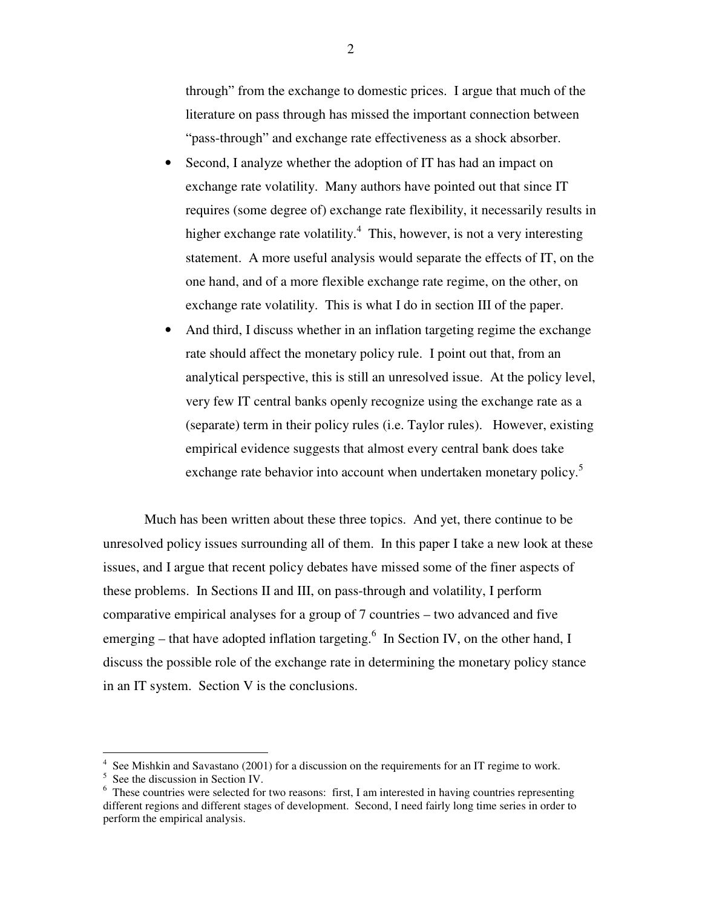through" from the exchange to domestic prices. I argue that much of the literature on pass through has missed the important connection between "pass-through" and exchange rate effectiveness as a shock absorber.

- Second, I analyze whether the adoption of IT has had an impact on exchange rate volatility. Many authors have pointed out that since IT requires (some degree of) exchange rate flexibility, it necessarily results in higher exchange rate volatility.[4] This, however, is not a very interesting statement. A more useful analysis would separate the effects of IT, on the one hand, and of a more flexible exchange rate regime, on the other, on exchange rate volatility. This is what I do in section III of the paper.
- And third, I discuss whether in an inflation targeting regime the exchange rate should affect the monetary policy rule. I point out that, from an analytical perspective, this is still an unresolved issue. At the policy level, very few IT central banks openly recognize using the exchange rate as a (separate) term in their policy rules (i.e. Taylor rules). However, existing empirical evidence suggests that almost every central bank does take exchange rate behavior into account when undertaken monetary policy.[5]

Much has been written about these three topics. And yet, there continue to be unresolved policy issues surrounding all of them. In this paper I take a new look at these issues, and I argue that recent policy debates have missed some of the finer aspects of these problems. In Sections II and III, on pass-through and volatility, I perform comparative empirical analyses for a group of 7 countries – two advanced and five emerging – that have adopted inflation targeting.[6] In Section IV, on the other hand, I discuss the possible role of the exchange rate in determining the monetary policy stance in an IT system. Section V is the conclusions.

---

[4] See Mishkin and Savastano (2001) for a discussion on the requirements for an IT regime to work.

[5] See the discussion in Section IV.

[6] These countries were selected for two reasons: first, I am interested in having countries representing different regions and different stages of development. Second, I need fairly long time series in order to perform the empirical analysis.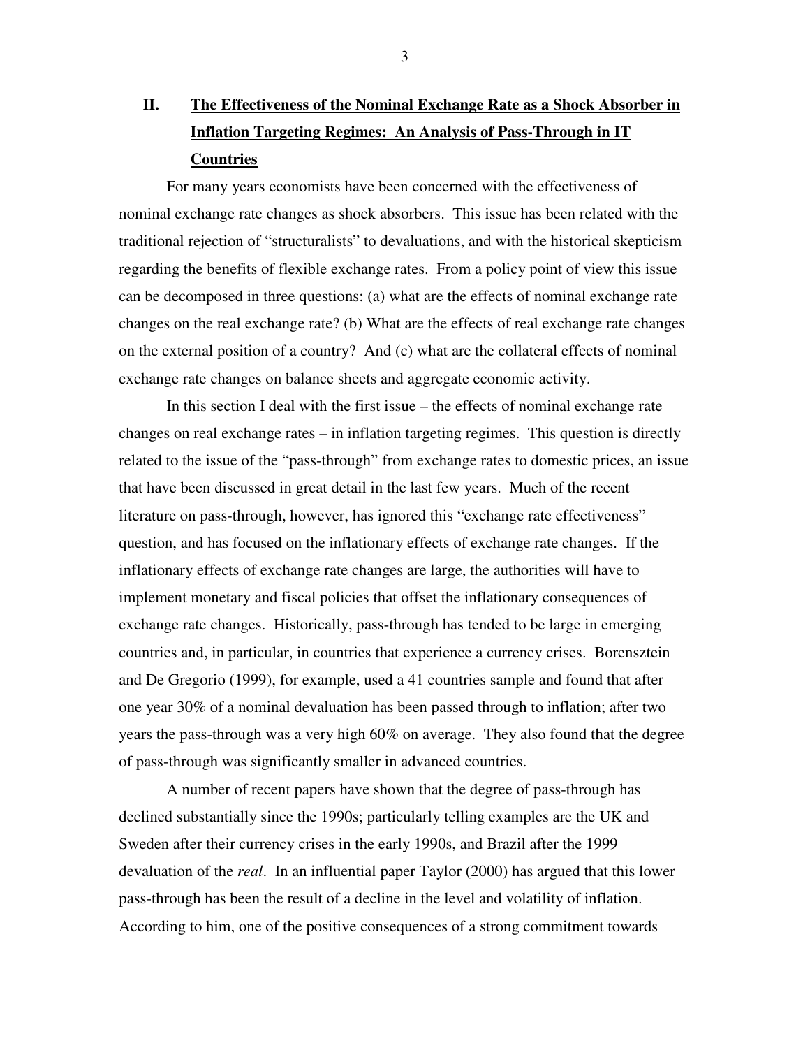## II. The Effectiveness of the Nominal Exchange Rate as a Shock Absorber in Inflation Targeting Regimes: An Analysis of Pass-Through in IT Countries

For many years economists have been concerned with the effectiveness of nominal exchange rate changes as shock absorbers. This issue has been related with the traditional rejection of "structuralists" to devaluations, and with the historical skepticism regarding the benefits of flexible exchange rates. From a policy point of view this issue can be decomposed in three questions: (a) what are the effects of nominal exchange rate changes on the real exchange rate? (b) What are the effects of real exchange rate changes on the external position of a country? And (c) what are the collateral effects of nominal exchange rate changes on balance sheets and aggregate economic activity.

In this section I deal with the first issue – the effects of nominal exchange rate changes on real exchange rates – in inflation targeting regimes. This question is directly related to the issue of the "pass-through" from exchange rates to domestic prices, an issue that have been discussed in great detail in the last few years. Much of the recent literature on pass-through, however, has ignored this "exchange rate effectiveness" question, and has focused on the inflationary effects of exchange rate changes. If the inflationary effects of exchange rate changes are large, the authorities will have to implement monetary and fiscal policies that offset the inflationary consequences of exchange rate changes. Historically, pass-through has tended to be large in emerging countries and, in particular, in countries that experience a currency crises. Borensztein and De Gregorio (1999), for example, used a 41 countries sample and found that after one year 30% of a nominal devaluation has been passed through to inflation; after two years the pass-through was a very high 60% on average. They also found that the degree of pass-through was significantly smaller in advanced countries.

A number of recent papers have shown that the degree of pass-through has declined substantially since the 1990s; particularly telling examples are the UK and Sweden after their currency crises in the early 1990s, and Brazil after the 1999 devaluation of the *real*. In an influential paper Taylor (2000) has argued that this lower pass-through has been the result of a decline in the level and volatility of inflation. According to him, one of the positive consequences of a strong commitment towards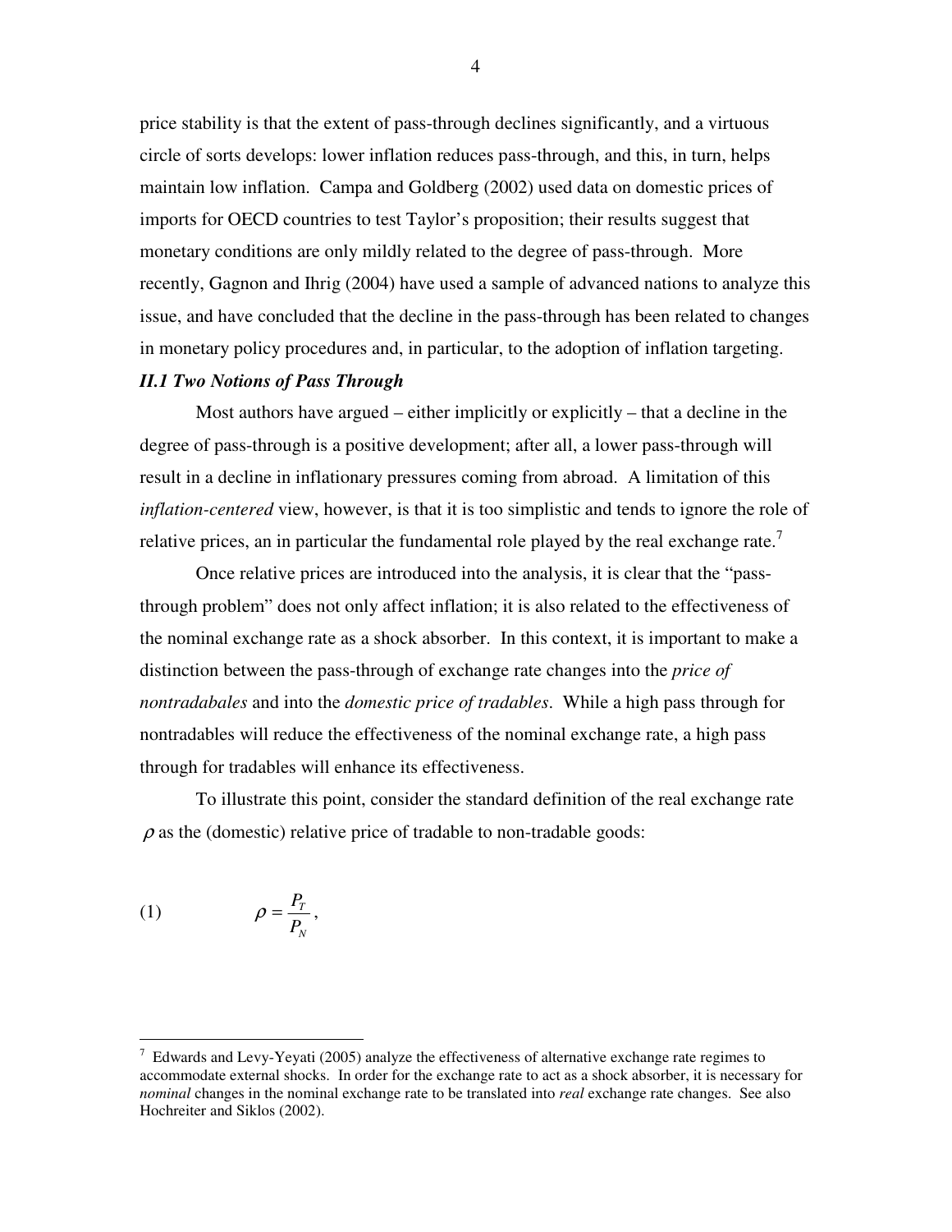price stability is that the extent of pass-through declines significantly, and a virtuous circle of sorts develops: lower inflation reduces pass-through, and this, in turn, helps maintain low inflation. Campa and Goldberg (2002) used data on domestic prices of imports for OECD countries to test Taylor's proposition; their results suggest that monetary conditions are only mildly related to the degree of pass-through. More recently, Gagnon and Ihrig (2004) have used a sample of advanced nations to analyze this issue, and have concluded that the decline in the pass-through has been related to changes in monetary policy procedures and, in particular, to the adoption of inflation targeting.

### *II.1 Two Notions of Pass Through*

Most authors have argued – either implicitly or explicitly – that a decline in the degree of pass-through is a positive development; after all, a lower pass-through will result in a decline in inflationary pressures coming from abroad. A limitation of this *inflation-centered* view, however, is that it is too simplistic and tends to ignore the role of relative prices, an in particular the fundamental role played by the real exchange rate.[7]

Once relative prices are introduced into the analysis, it is clear that the "pass-through problem" does not only affect inflation; it is also related to the effectiveness of the nominal exchange rate as a shock absorber. In this context, it is important to make a distinction between the pass-through of exchange rate changes into the *price of nontradabales* and into the *domestic price of tradables*. While a high pass through for nontradables will reduce the effectiveness of the nominal exchange rate, a high pass through for tradables will enhance its effectiveness.

To illustrate this point, consider the standard definition of the real exchange rate $\rho$ as the (domestic) relative price of tradable to non-tradable goods:

$$\rho = \frac{P_T}{P_N}, \tag{1}$$

[7] Edwards and Levy-Yeyati (2005) analyze the effectiveness of alternative exchange rate regimes to accommodate external shocks. In order for the exchange rate to act as a shock absorber, it is necessary for *nominal* changes in the nominal exchange rate to be translated into *real* exchange rate changes. See also Hochreiter and Siklos (2002).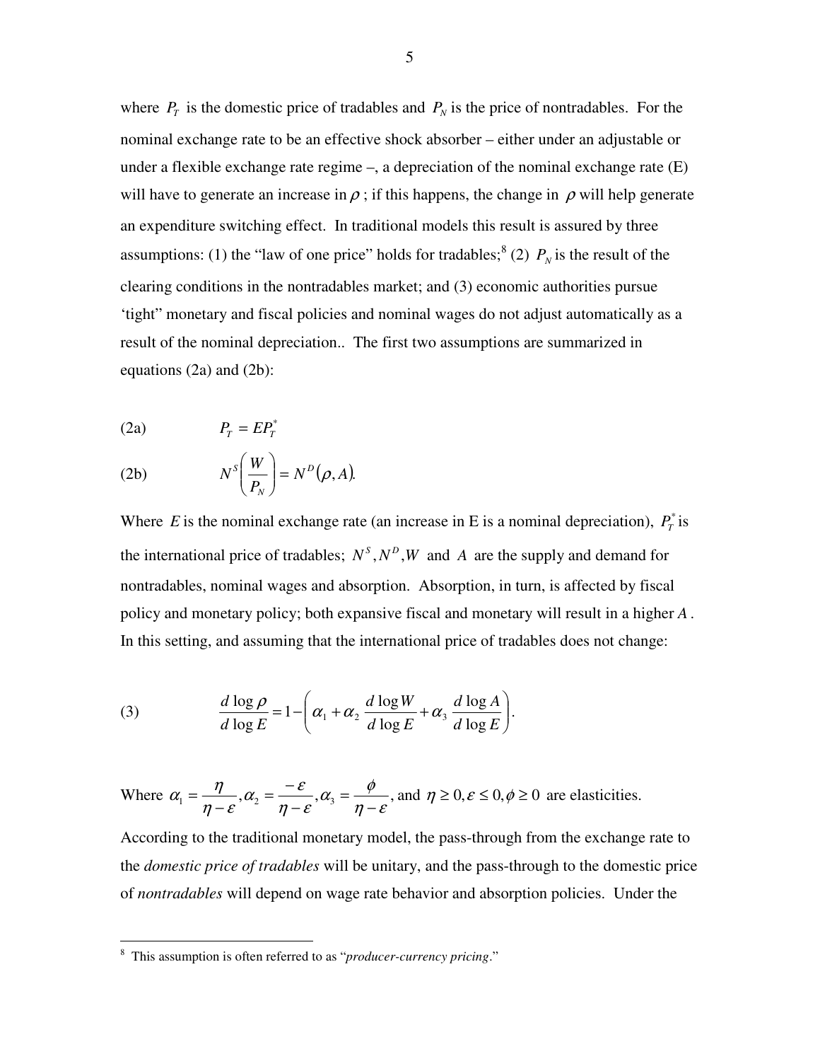where $P_T$ is the domestic price of tradables and $P_N$ is the price of nontradables. For the nominal exchange rate to be an effective shock absorber – either under an adjustable or under a flexible exchange rate regime –, a depreciation of the nominal exchange rate (E) will have to generate an increase in $\rho$ ; if this happens, the change in $\rho$ will help generate an expenditure switching effect. In traditional models this result is assured by three assumptions: (1) the "law of one price" holds for tradables;[8] (2) $P_N$ is the result of the clearing conditions in the nontradables market; and (3) economic authorities pursue 'tight" monetary and fiscal policies and nominal wages do not adjust automatically as a result of the nominal depreciation.. The first two assumptions are summarized in equations (2a) and (2b):

(2a) $$P_T = EP_T^*$$

(2b) $$N^S\left(\frac{W}{P_N}\right) = N^D(\rho, A).$$

Where $E$ is the nominal exchange rate (an increase in E is a nominal depreciation), $P_T^*$ is the international price of tradables; $N^S, N^D, W$ and $A$ are the supply and demand for nontradables, nominal wages and absorption. Absorption, in turn, is affected by fiscal policy and monetary policy; both expansive fiscal and monetary will result in a higher $A$. In this setting, and assuming that the international price of tradables does not change:

(3) $$\frac{d\log\rho}{d\log E} = 1 - \left(\alpha_1 + \alpha_2 \frac{d\log W}{d\log E} + \alpha_3 \frac{d\log A}{d\log E}\right).$$

Where $\alpha_1 = \dfrac{\eta}{\eta - \varepsilon}, \alpha_2 = \dfrac{-\varepsilon}{\eta - \varepsilon}, \alpha_3 = \dfrac{\phi}{\eta - \varepsilon}$, and $\eta \geq 0, \varepsilon \leq 0, \phi \geq 0$ are elasticities.

According to the traditional monetary model, the pass-through from the exchange rate to the *domestic price of tradables* will be unitary, and the pass-through to the domestic price of *nontradables* will depend on wage rate behavior and absorption policies. Under the

[8] This assumption is often referred to as "*producer-currency pricing*."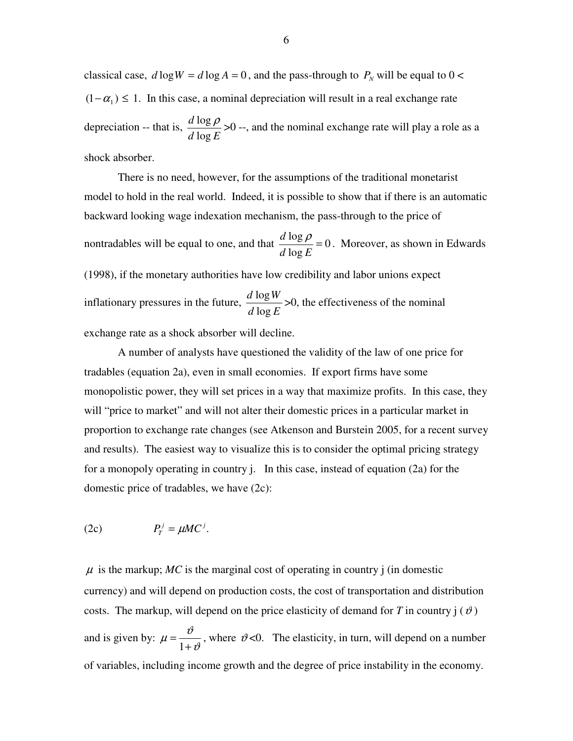classical case, $d\log W = d\log A = 0$, and the pass-through to $P_N$ will be equal to $0 < (1-\alpha_1) \leq 1$. In this case, a nominal depreciation will result in a real exchange rate depreciation -- that is, $\frac{d\log\rho}{d\log E}>0$ --, and the nominal exchange rate will play a role as a shock absorber.

There is no need, however, for the assumptions of the traditional monetarist model to hold in the real world. Indeed, it is possible to show that if there is an automatic backward looking wage indexation mechanism, the pass-through to the price of nontradables will be equal to one, and that $\frac{d\log\rho}{d\log E}=0$. Moreover, as shown in Edwards (1998), if the monetary authorities have low credibility and labor unions expect inflationary pressures in the future, $\frac{d\log W}{d\log E}>0$, the effectiveness of the nominal exchange rate as a shock absorber will decline.

A number of analysts have questioned the validity of the law of one price for tradables (equation 2a), even in small economies. If export firms have some monopolistic power, they will set prices in a way that maximize profits. In this case, they will "price to market" and will not alter their domestic prices in a particular market in proportion to exchange rate changes (see Atkenson and Burstein 2005, for a recent survey and results). The easiest way to visualize this is to consider the optimal pricing strategy for a monopoly operating in country j. In this case, instead of equation (2a) for the domestic price of tradables, we have (2c):

$$P_T^j = \mu MC^j. \tag{2c}$$

$\mu$ is the markup; *MC* is the marginal cost of operating in country j (in domestic currency) and will depend on production costs, the cost of transportation and distribution costs. The markup, will depend on the price elasticity of demand for *T* in country j ($\vartheta$) and is given by: $\mu = \frac{\vartheta}{1+\vartheta}$, where $\vartheta<0$. The elasticity, in turn, will depend on a number of variables, including income growth and the degree of price instability in the economy.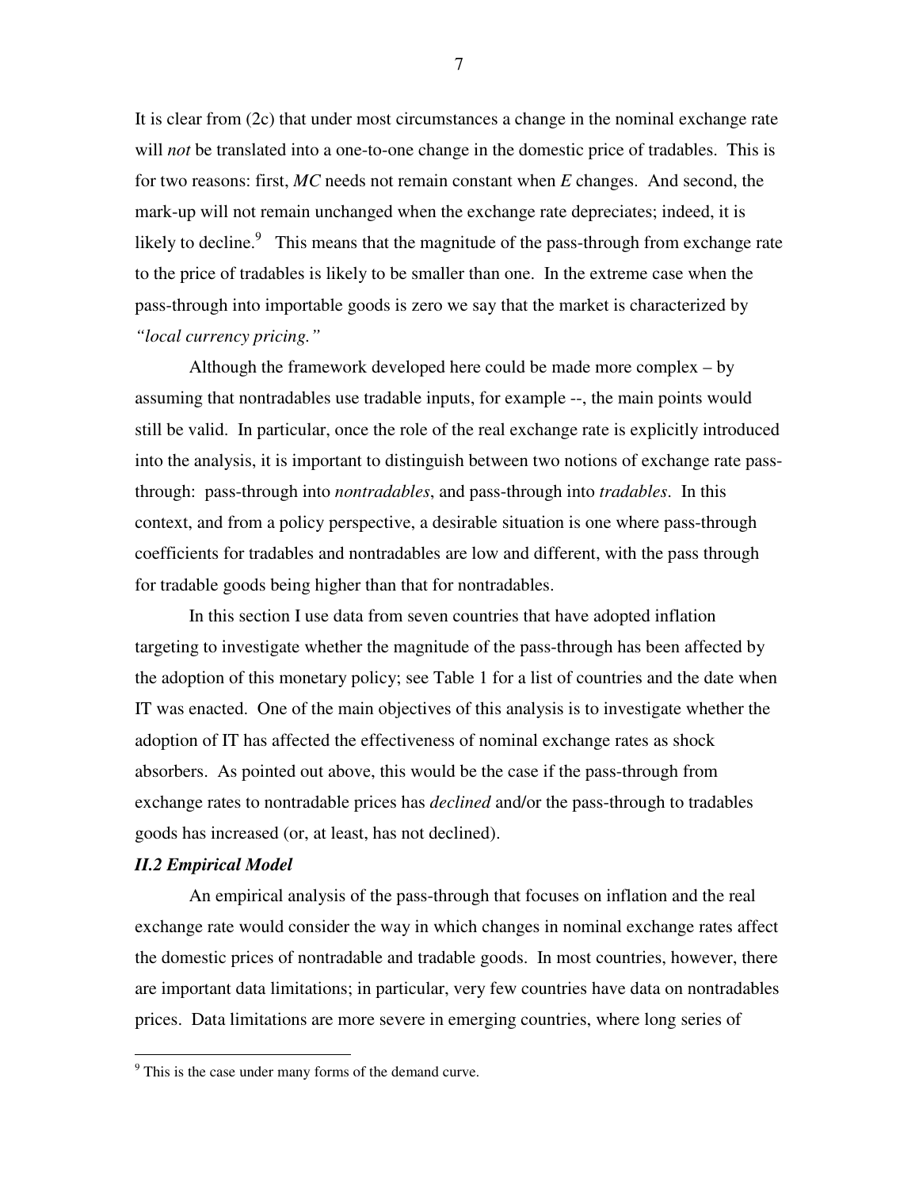It is clear from (2c) that under most circumstances a change in the nominal exchange rate will *not* be translated into a one-to-one change in the domestic price of tradables. This is for two reasons: first, *MC* needs not remain constant when *E* changes. And second, the mark-up will not remain unchanged when the exchange rate depreciates; indeed, it is likely to decline.[9] This means that the magnitude of the pass-through from exchange rate to the price of tradables is likely to be smaller than one. In the extreme case when the pass-through into importable goods is zero we say that the market is characterized by *"local currency pricing."*

Although the framework developed here could be made more complex – by assuming that nontradables use tradable inputs, for example --, the main points would still be valid. In particular, once the role of the real exchange rate is explicitly introduced into the analysis, it is important to distinguish between two notions of exchange rate pass-through: pass-through into *nontradables*, and pass-through into *tradables*. In this context, and from a policy perspective, a desirable situation is one where pass-through coefficients for tradables and nontradables are low and different, with the pass through for tradable goods being higher than that for nontradables.

In this section I use data from seven countries that have adopted inflation targeting to investigate whether the magnitude of the pass-through has been affected by the adoption of this monetary policy; see Table 1 for a list of countries and the date when IT was enacted. One of the main objectives of this analysis is to investigate whether the adoption of IT has affected the effectiveness of nominal exchange rates as shock absorbers. As pointed out above, this would be the case if the pass-through from exchange rates to nontradable prices has *declined* and/or the pass-through to tradables goods has increased (or, at least, has not declined).

### *II.2 Empirical Model*

An empirical analysis of the pass-through that focuses on inflation and the real exchange rate would consider the way in which changes in nominal exchange rates affect the domestic prices of nontradable and tradable goods. In most countries, however, there are important data limitations; in particular, very few countries have data on nontradables prices. Data limitations are more severe in emerging countries, where long series of

[9] This is the case under many forms of the demand curve.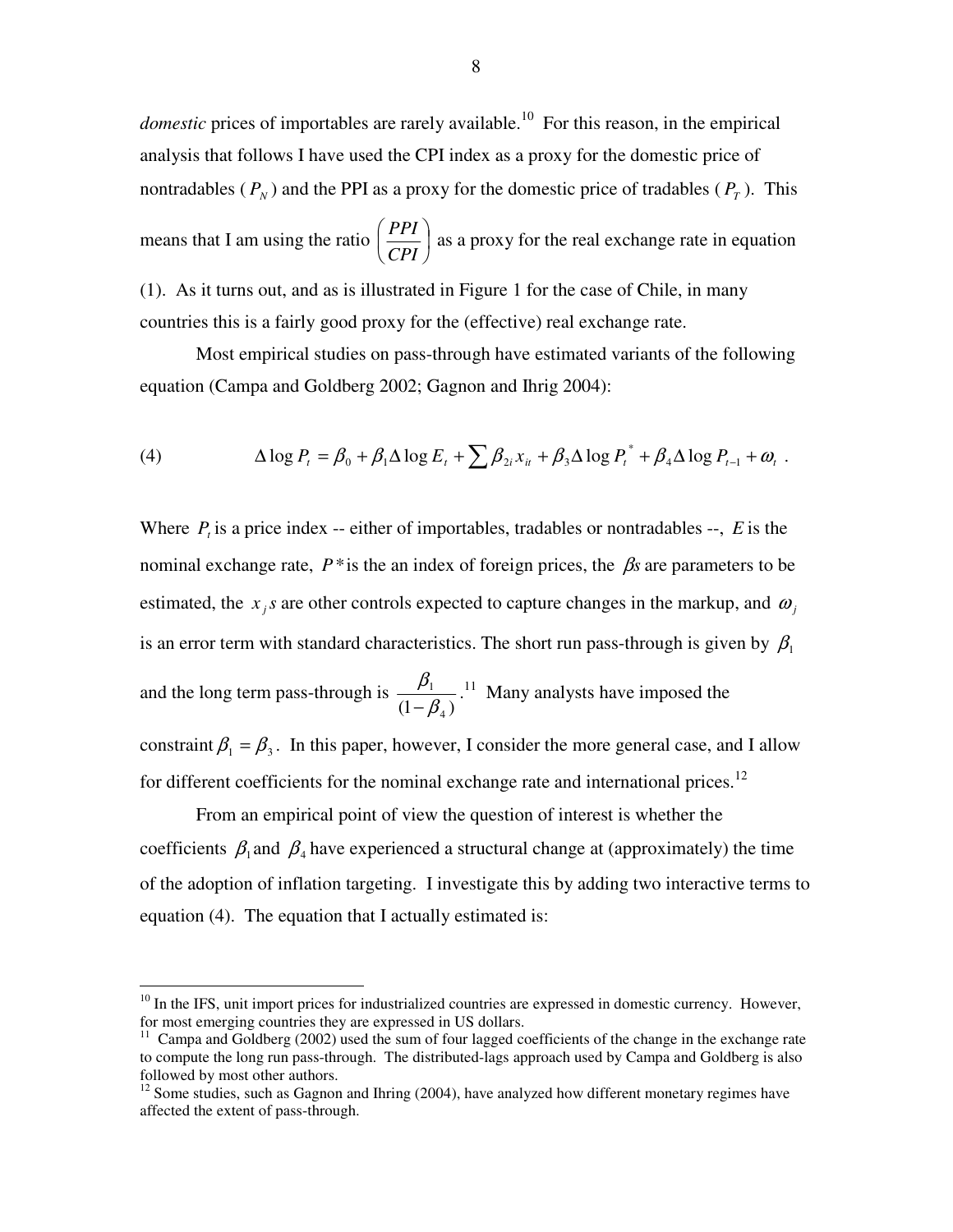*domestic* prices of importables are rarely available.[10] For this reason, in the empirical analysis that follows I have used the CPI index as a proxy for the domestic price of nontradables ($P_N$) and the PPI as a proxy for the domestic price of tradables ($P_T$). This means that I am using the ratio $\left(\frac{PPI}{CPI}\right)$ as a proxy for the real exchange rate in equation (1). As it turns out, and as is illustrated in Figure 1 for the case of Chile, in many countries this is a fairly good proxy for the (effective) real exchange rate.

Most empirical studies on pass-through have estimated variants of the following equation (Campa and Goldberg 2002; Gagnon and Ihrig 2004):

$$\text{(4)} \qquad \Delta \log P_t = \beta_0 + \beta_1 \Delta \log E_t + \sum \beta_{2i} x_{it} + \beta_3 \Delta \log P_t^* + \beta_4 \Delta \log P_{t-1} + \omega_t \ .$$

Where $P_t$ is a price index -- either of importables, tradables or nontradables --, $E$ is the nominal exchange rate, $P^*$ is the an index of foreign prices, the $\beta s$ are parameters to be estimated, the $x_j s$ are other controls expected to capture changes in the markup, and $\omega_j$ is an error term with standard characteristics. The short run pass-through is given by $\beta_1$ and the long term pass-through is $\frac{\beta_1}{(1-\beta_4)}$.[11] Many analysts have imposed the constraint $\beta_1 = \beta_3$. In this paper, however, I consider the more general case, and I allow for different coefficients for the nominal exchange rate and international prices.[12]

From an empirical point of view the question of interest is whether the coefficients $\beta_1$ and $\beta_4$ have experienced a structural change at (approximately) the time of the adoption of inflation targeting. I investigate this by adding two interactive terms to equation (4). The equation that I actually estimated is:

---

[10] In the IFS, unit import prices for industrialized countries are expressed in domestic currency. However, for most emerging countries they are expressed in US dollars.

[11] Campa and Goldberg (2002) used the sum of four lagged coefficients of the change in the exchange rate to compute the long run pass-through. The distributed-lags approach used by Campa and Goldberg is also followed by most other authors.

[12] Some studies, such as Gagnon and Ihring (2004), have analyzed how different monetary regimes have affected the extent of pass-through.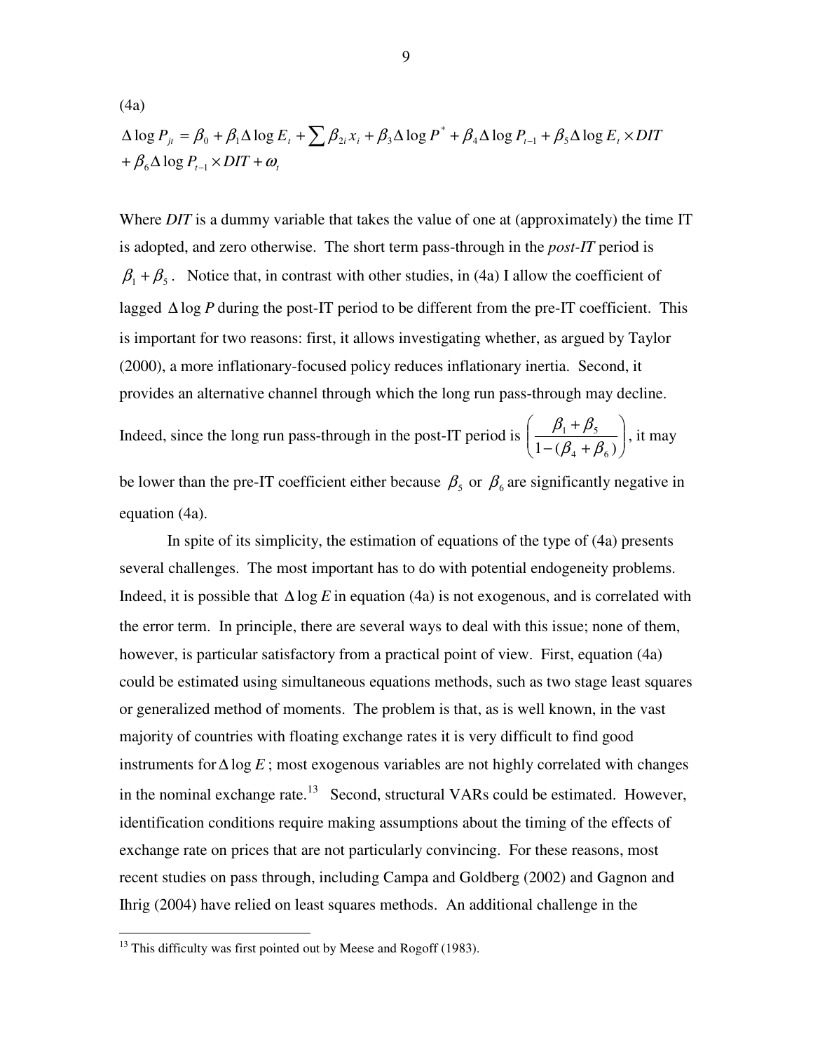(4a)

$$\Delta \log P_{jt} = \beta_0 + \beta_1 \Delta \log E_t + \sum \beta_{2i} x_i + \beta_3 \Delta \log P^* + \beta_4 \Delta \log P_{t-1} + \beta_5 \Delta \log E_t \times DIT + \beta_6 \Delta \log P_{t-1} \times DIT + \omega_t$$

Where *DIT* is a dummy variable that takes the value of one at (approximately) the time IT is adopted, and zero otherwise. The short term pass-through in the *post-IT* period is $\beta_1 + \beta_5$. Notice that, in contrast with other studies, in (4a) I allow the coefficient of lagged $\Delta \log P$ during the post-IT period to be different from the pre-IT coefficient. This is important for two reasons: first, it allows investigating whether, as argued by Taylor (2000), a more inflationary-focused policy reduces inflationary inertia. Second, it provides an alternative channel through which the long run pass-through may decline. Indeed, since the long run pass-through in the post-IT period is $\left( \frac{\beta_1 + \beta_5}{1 - (\beta_4 + \beta_6)} \right)$, it may be lower than the pre-IT coefficient either because $\beta_5$ or $\beta_6$ are significantly negative in equation (4a).

In spite of its simplicity, the estimation of equations of the type of (4a) presents several challenges. The most important has to do with potential endogeneity problems. Indeed, it is possible that $\Delta \log E$ in equation (4a) is not exogenous, and is correlated with the error term. In principle, there are several ways to deal with this issue; none of them, however, is particular satisfactory from a practical point of view. First, equation (4a) could be estimated using simultaneous equations methods, such as two stage least squares or generalized method of moments. The problem is that, as is well known, in the vast majority of countries with floating exchange rates it is very difficult to find good instruments for $\Delta \log E$; most exogenous variables are not highly correlated with changes in the nominal exchange rate.[13] Second, structural VARs could be estimated. However, identification conditions require making assumptions about the timing of the effects of exchange rate on prices that are not particularly convincing. For these reasons, most recent studies on pass through, including Campa and Goldberg (2002) and Gagnon and Ihrig (2004) have relied on least squares methods. An additional challenge in the

[13] This difficulty was first pointed out by Meese and Rogoff (1983).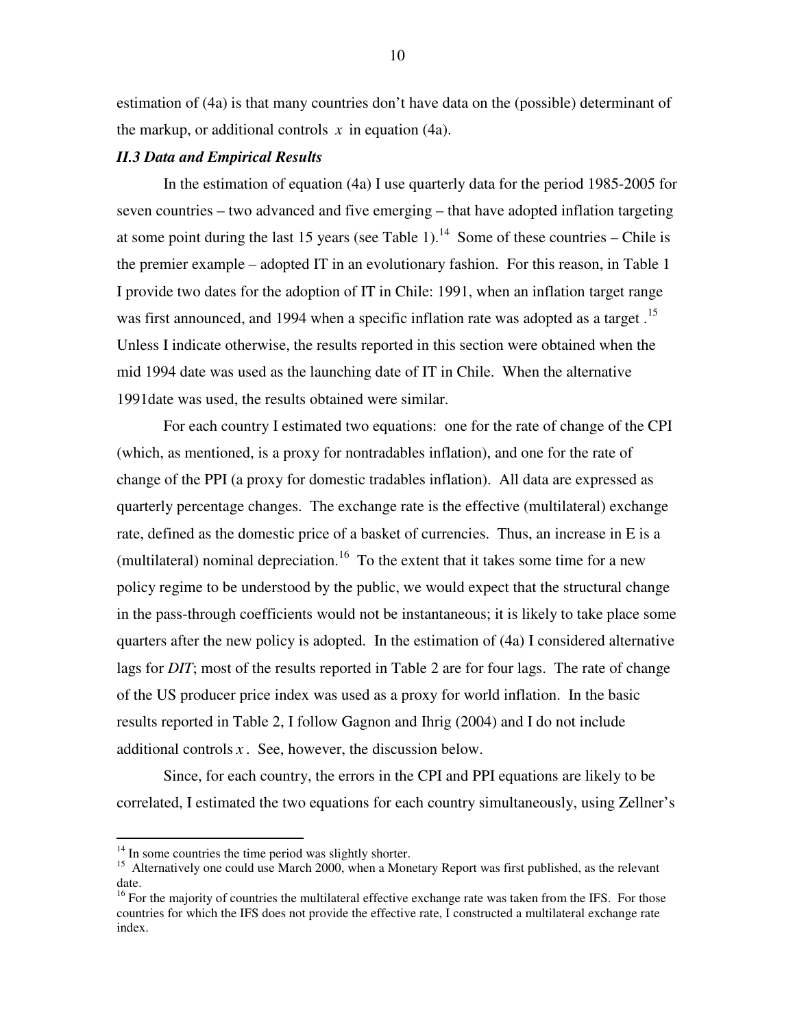estimation of (4a) is that many countries don't have data on the (possible) determinant of the markup, or additional controls $x$ in equation (4a).

### *II.3 Data and Empirical Results*

In the estimation of equation (4a) I use quarterly data for the period 1985-2005 for seven countries – two advanced and five emerging – that have adopted inflation targeting at some point during the last 15 years (see Table 1).[14] Some of these countries – Chile is the premier example – adopted IT in an evolutionary fashion. For this reason, in Table 1 I provide two dates for the adoption of IT in Chile: 1991, when an inflation target range was first announced, and 1994 when a specific inflation rate was adopted as a target .[15] Unless I indicate otherwise, the results reported in this section were obtained when the mid 1994 date was used as the launching date of IT in Chile. When the alternative 1991date was used, the results obtained were similar.

For each country I estimated two equations: one for the rate of change of the CPI (which, as mentioned, is a proxy for nontradables inflation), and one for the rate of change of the PPI (a proxy for domestic tradables inflation). All data are expressed as quarterly percentage changes. The exchange rate is the effective (multilateral) exchange rate, defined as the domestic price of a basket of currencies. Thus, an increase in E is a (multilateral) nominal depreciation.[16] To the extent that it takes some time for a new policy regime to be understood by the public, we would expect that the structural change in the pass-through coefficients would not be instantaneous; it is likely to take place some quarters after the new policy is adopted. In the estimation of (4a) I considered alternative lags for *DIT*; most of the results reported in Table 2 are for four lags. The rate of change of the US producer price index was used as a proxy for world inflation. In the basic results reported in Table 2, I follow Gagnon and Ihrig (2004) and I do not include additional controls $x$. See, however, the discussion below.

Since, for each country, the errors in the CPI and PPI equations are likely to be correlated, I estimated the two equations for each country simultaneously, using Zellner's

---

[14] In some countries the time period was slightly shorter.

[15] Alternatively one could use March 2000, when a Monetary Report was first published, as the relevant date.

[16] For the majority of countries the multilateral effective exchange rate was taken from the IFS. For those countries for which the IFS does not provide the effective rate, I constructed a multilateral exchange rate index.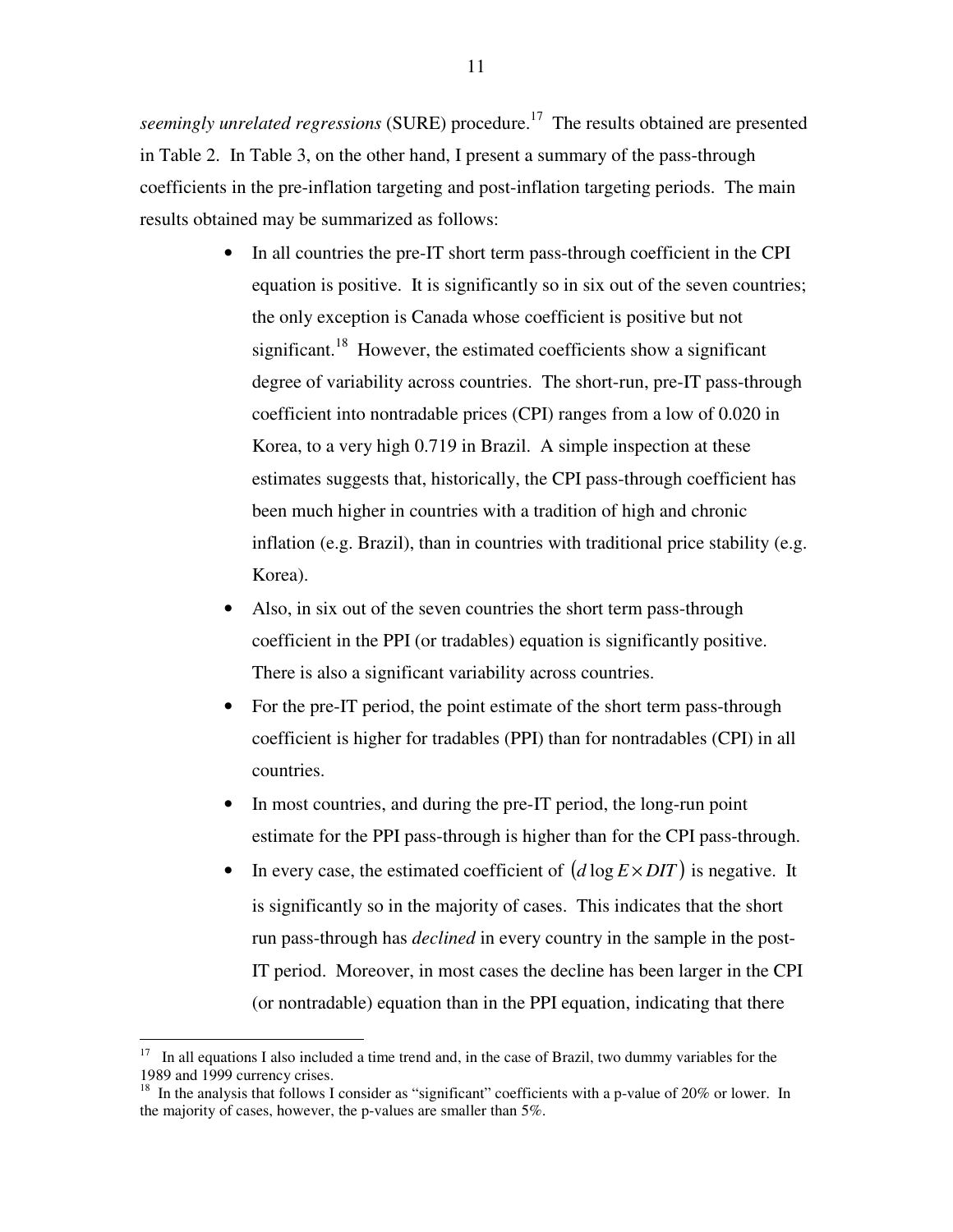*seemingly unrelated regressions* (SURE) procedure.[17] The results obtained are presented in Table 2. In Table 3, on the other hand, I present a summary of the pass-through coefficients in the pre-inflation targeting and post-inflation targeting periods. The main results obtained may be summarized as follows:

- In all countries the pre-IT short term pass-through coefficient in the CPI equation is positive. It is significantly so in six out of the seven countries; the only exception is Canada whose coefficient is positive but not significant.[18] However, the estimated coefficients show a significant degree of variability across countries. The short-run, pre-IT pass-through coefficient into nontradable prices (CPI) ranges from a low of 0.020 in Korea, to a very high 0.719 in Brazil. A simple inspection at these estimates suggests that, historically, the CPI pass-through coefficient has been much higher in countries with a tradition of high and chronic inflation (e.g. Brazil), than in countries with traditional price stability (e.g. Korea).
- Also, in six out of the seven countries the short term pass-through coefficient in the PPI (or tradables) equation is significantly positive. There is also a significant variability across countries.
- For the pre-IT period, the point estimate of the short term pass-through coefficient is higher for tradables (PPI) than for nontradables (CPI) in all countries.
- In most countries, and during the pre-IT period, the long-run point estimate for the PPI pass-through is higher than for the CPI pass-through.
- In every case, the estimated coefficient of $(d \log E \times DIT)$ is negative. It is significantly so in the majority of cases. This indicates that the short run pass-through has *declined* in every country in the sample in the post-IT period. Moreover, in most cases the decline has been larger in the CPI (or nontradable) equation than in the PPI equation, indicating that there

[17] In all equations I also included a time trend and, in the case of Brazil, two dummy variables for the 1989 and 1999 currency crises.

[18] In the analysis that follows I consider as "significant" coefficients with a p-value of 20% or lower. In the majority of cases, however, the p-values are smaller than 5%.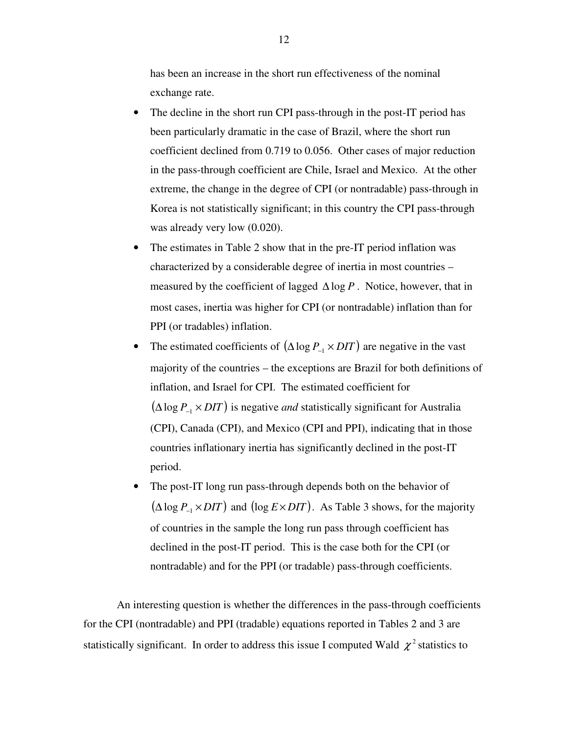has been an increase in the short run effectiveness of the nominal exchange rate.

- The decline in the short run CPI pass-through in the post-IT period has been particularly dramatic in the case of Brazil, where the short run coefficient declined from 0.719 to 0.056. Other cases of major reduction in the pass-through coefficient are Chile, Israel and Mexico. At the other extreme, the change in the degree of CPI (or nontradable) pass-through in Korea is not statistically significant; in this country the CPI pass-through was already very low (0.020).
- The estimates in Table 2 show that in the pre-IT period inflation was characterized by a considerable degree of inertia in most countries – measured by the coefficient of lagged $\Delta \log P$. Notice, however, that in most cases, inertia was higher for CPI (or nontradable) inflation than for PPI (or tradables) inflation.
- The estimated coefficients of $(\Delta \log P_{-1} \times DIT)$ are negative in the vast majority of the countries – the exceptions are Brazil for both definitions of inflation, and Israel for CPI. The estimated coefficient for $(\Delta \log P_{-1} \times DIT)$ is negative *and* statistically significant for Australia (CPI), Canada (CPI), and Mexico (CPI and PPI), indicating that in those countries inflationary inertia has significantly declined in the post-IT period.
- The post-IT long run pass-through depends both on the behavior of $(\Delta \log P_{-1} \times DIT)$ and $(\log E \times DIT)$. As Table 3 shows, for the majority of countries in the sample the long run pass through coefficient has declined in the post-IT period. This is the case both for the CPI (or nontradable) and for the PPI (or tradable) pass-through coefficients.

An interesting question is whether the differences in the pass-through coefficients for the CPI (nontradable) and PPI (tradable) equations reported in Tables 2 and 3 are statistically significant. In order to address this issue I computed Wald $\chi^2$ statistics to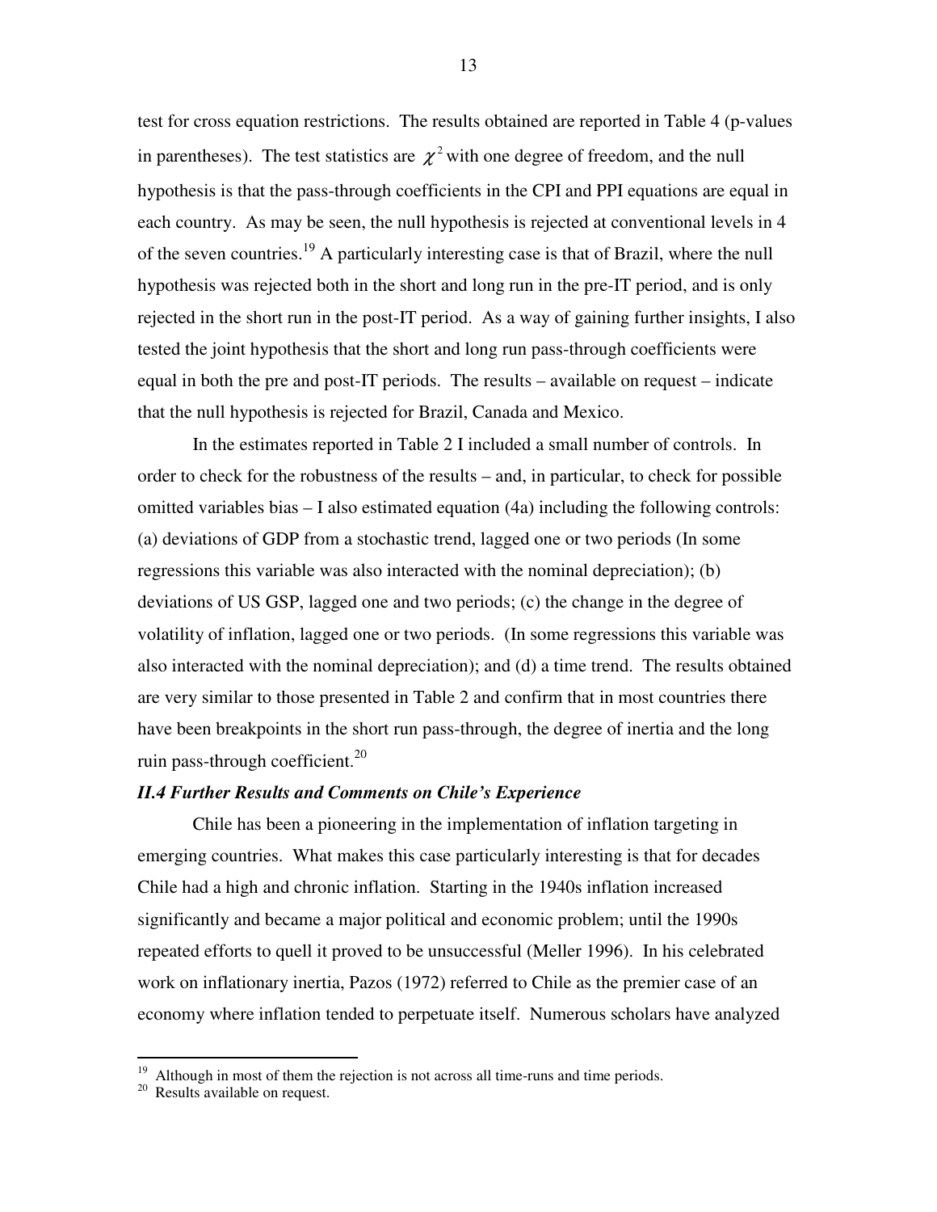test for cross equation restrictions. The results obtained are reported in Table 4 (p-values in parentheses). The test statistics are $\chi^2$ with one degree of freedom, and the null hypothesis is that the pass-through coefficients in the CPI and PPI equations are equal in each country. As may be seen, the null hypothesis is rejected at conventional levels in 4 of the seven countries.[19] A particularly interesting case is that of Brazil, where the null hypothesis was rejected both in the short and long run in the pre-IT period, and is only rejected in the short run in the post-IT period. As a way of gaining further insights, I also tested the joint hypothesis that the short and long run pass-through coefficients were equal in both the pre and post-IT periods. The results – available on request – indicate that the null hypothesis is rejected for Brazil, Canada and Mexico.

In the estimates reported in Table 2 I included a small number of controls. In order to check for the robustness of the results – and, in particular, to check for possible omitted variables bias – I also estimated equation (4a) including the following controls: (a) deviations of GDP from a stochastic trend, lagged one or two periods (In some regressions this variable was also interacted with the nominal depreciation); (b) deviations of US GSP, lagged one and two periods; (c) the change in the degree of volatility of inflation, lagged one or two periods. (In some regressions this variable was also interacted with the nominal depreciation); and (d) a time trend. The results obtained are very similar to those presented in Table 2 and confirm that in most countries there have been breakpoints in the short run pass-through, the degree of inertia and the long ruin pass-through coefficient.[20]

### *II.4 Further Results and Comments on Chile's Experience*

Chile has been a pioneering in the implementation of inflation targeting in emerging countries. What makes this case particularly interesting is that for decades Chile had a high and chronic inflation. Starting in the 1940s inflation increased significantly and became a major political and economic problem; until the 1990s repeated efforts to quell it proved to be unsuccessful (Meller 1996). In his celebrated work on inflationary inertia, Pazos (1972) referred to Chile as the premier case of an economy where inflation tended to perpetuate itself. Numerous scholars have analyzed

---

[19] Although in most of them the rejection is not across all time-runs and time periods.

[20] Results available on request.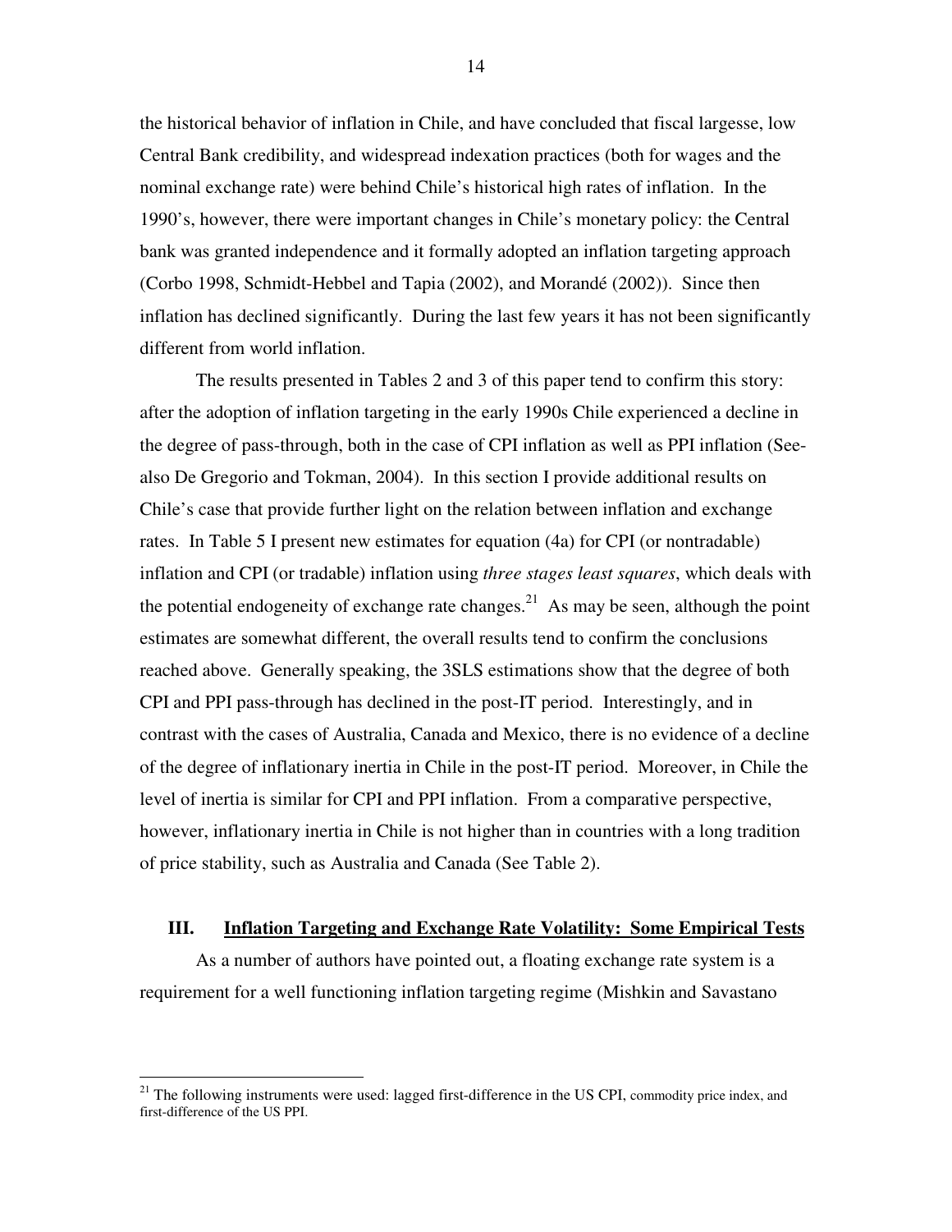the historical behavior of inflation in Chile, and have concluded that fiscal largesse, low Central Bank credibility, and widespread indexation practices (both for wages and the nominal exchange rate) were behind Chile's historical high rates of inflation. In the 1990's, however, there were important changes in Chile's monetary policy: the Central bank was granted independence and it formally adopted an inflation targeting approach (Corbo 1998, Schmidt-Hebbel and Tapia (2002), and Morandé (2002)). Since then inflation has declined significantly. During the last few years it has not been significantly different from world inflation.

The results presented in Tables 2 and 3 of this paper tend to confirm this story: after the adoption of inflation targeting in the early 1990s Chile experienced a decline in the degree of pass-through, both in the case of CPI inflation as well as PPI inflation (See-also De Gregorio and Tokman, 2004). In this section I provide additional results on Chile's case that provide further light on the relation between inflation and exchange rates. In Table 5 I present new estimates for equation (4a) for CPI (or nontradable) inflation and CPI (or tradable) inflation using *three stages least squares*, which deals with the potential endogeneity of exchange rate changes.[21] As may be seen, although the point estimates are somewhat different, the overall results tend to confirm the conclusions reached above. Generally speaking, the 3SLS estimations show that the degree of both CPI and PPI pass-through has declined in the post-IT period. Interestingly, and in contrast with the cases of Australia, Canada and Mexico, there is no evidence of a decline of the degree of inflationary inertia in Chile in the post-IT period. Moreover, in Chile the level of inertia is similar for CPI and PPI inflation. From a comparative perspective, however, inflationary inertia in Chile is not higher than in countries with a long tradition of price stability, such as Australia and Canada (See Table 2).

## III. Inflation Targeting and Exchange Rate Volatility: Some Empirical Tests

As a number of authors have pointed out, a floating exchange rate system is a requirement for a well functioning inflation targeting regime (Mishkin and Savastano

[21] The following instruments were used: lagged first-difference in the US CPI, commodity price index, and first-difference of the US PPI.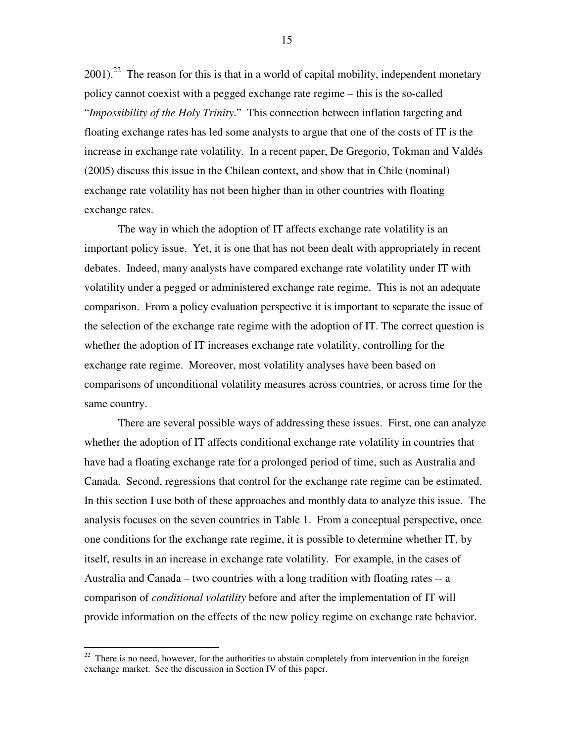2001).[22] The reason for this is that in a world of capital mobility, independent monetary policy cannot coexist with a pegged exchange rate regime – this is the so-called "*Impossibility of the Holy Trinity*." This connection between inflation targeting and floating exchange rates has led some analysts to argue that one of the costs of IT is the increase in exchange rate volatility. In a recent paper, De Gregorio, Tokman and Valdés (2005) discuss this issue in the Chilean context, and show that in Chile (nominal) exchange rate volatility has not been higher than in other countries with floating exchange rates.

The way in which the adoption of IT affects exchange rate volatility is an important policy issue. Yet, it is one that has not been dealt with appropriately in recent debates. Indeed, many analysts have compared exchange rate volatility under IT with volatility under a pegged or administered exchange rate regime. This is not an adequate comparison. From a policy evaluation perspective it is important to separate the issue of the selection of the exchange rate regime with the adoption of IT. The correct question is whether the adoption of IT increases exchange rate volatility, controlling for the exchange rate regime. Moreover, most volatility analyses have been based on comparisons of unconditional volatility measures across countries, or across time for the same country.

There are several possible ways of addressing these issues. First, one can analyze whether the adoption of IT affects conditional exchange rate volatility in countries that have had a floating exchange rate for a prolonged period of time, such as Australia and Canada. Second, regressions that control for the exchange rate regime can be estimated. In this section I use both of these approaches and monthly data to analyze this issue. The analysis focuses on the seven countries in Table 1. From a conceptual perspective, once one conditions for the exchange rate regime, it is possible to determine whether IT, by itself, results in an increase in exchange rate volatility. For example, in the cases of Australia and Canada – two countries with a long tradition with floating rates -- a comparison of *conditional volatility* before and after the implementation of IT will provide information on the effects of the new policy regime on exchange rate behavior.

[22] There is no need, however, for the authorities to abstain completely from intervention in the foreign exchange market. See the discussion in Section IV of this paper.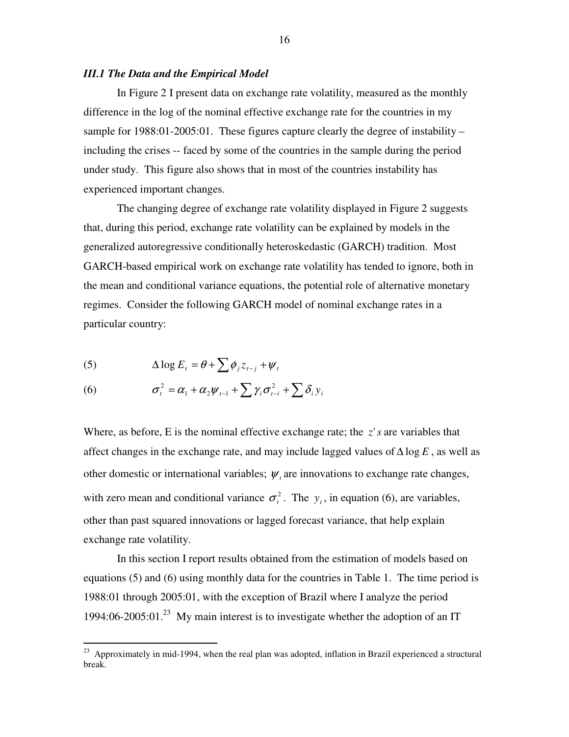### *III.1 The Data and the Empirical Model*

In Figure 2 I present data on exchange rate volatility, measured as the monthly difference in the log of the nominal effective exchange rate for the countries in my sample for 1988:01-2005:01. These figures capture clearly the degree of instability – including the crises -- faced by some of the countries in the sample during the period under study. This figure also shows that in most of the countries instability has experienced important changes.

The changing degree of exchange rate volatility displayed in Figure 2 suggests that, during this period, exchange rate volatility can be explained by models in the generalized autoregressive conditionally heteroskedastic (GARCH) tradition. Most GARCH-based empirical work on exchange rate volatility has tended to ignore, both in the mean and conditional variance equations, the potential role of alternative monetary regimes. Consider the following GARCH model of nominal exchange rates in a particular country:

$$\text{(5)} \qquad \Delta \log E_t = \theta + \sum \phi_j z_{t-j} + \psi_t$$

$$\text{(6)} \qquad \sigma_t^2 = \alpha_1 + \alpha_2 \psi_{t-1} + \sum \gamma_i \sigma_{t-i}^2 + \sum \delta_i y_i$$

Where, as before, E is the nominal effective exchange rate; the $z's$ are variables that affect changes in the exchange rate, and may include lagged values of $\Delta \log E$, as well as other domestic or international variables; $\psi_t$ are innovations to exchange rate changes, with zero mean and conditional variance $\sigma_t^2$. The $y_t$, in equation (6), are variables, other than past squared innovations or lagged forecast variance, that help explain exchange rate volatility.

In this section I report results obtained from the estimation of models based on equations (5) and (6) using monthly data for the countries in Table 1. The time period is 1988:01 through 2005:01, with the exception of Brazil where I analyze the period 1994:06-2005:01.[23] My main interest is to investigate whether the adoption of an IT

[23] Approximately in mid-1994, when the real plan was adopted, inflation in Brazil experienced a structural break.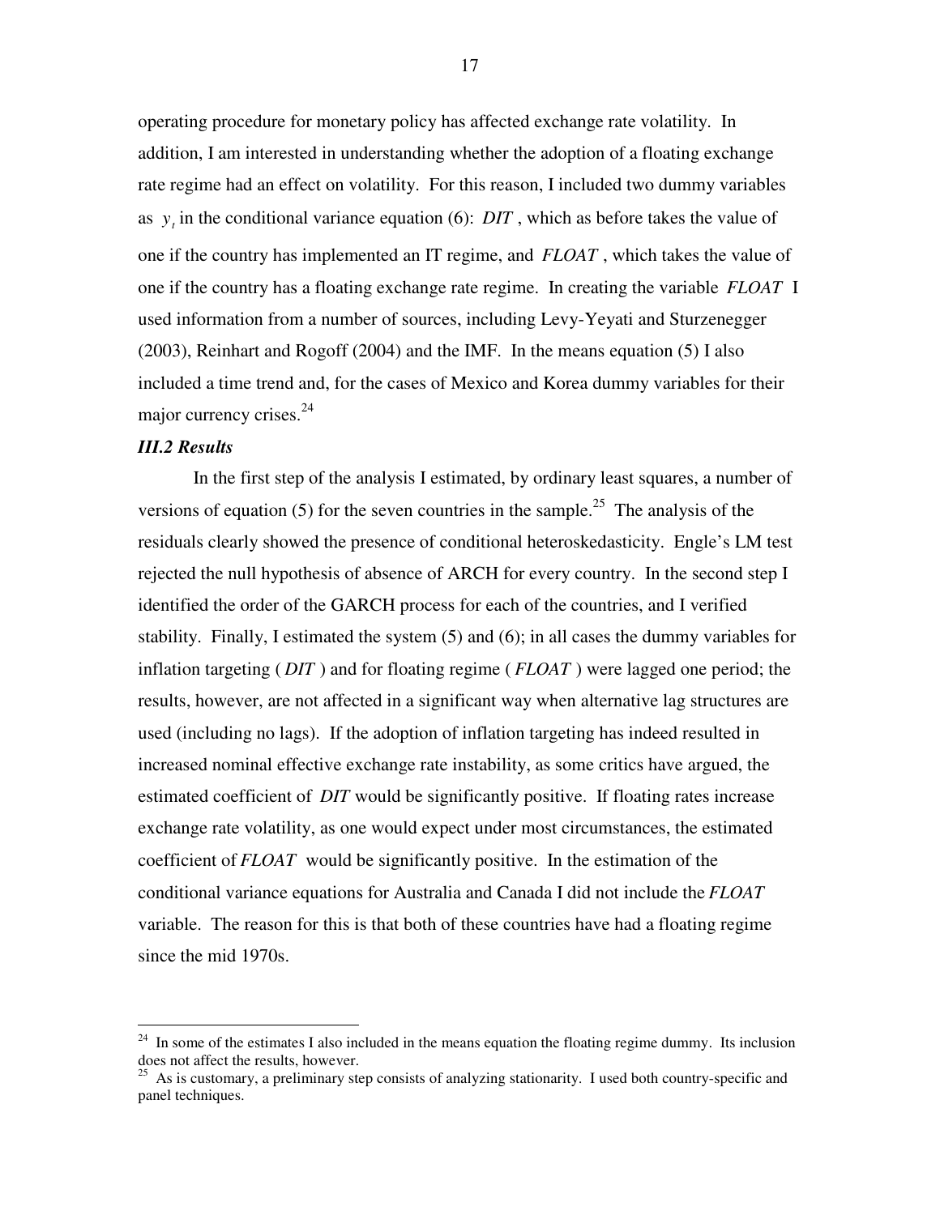operating procedure for monetary policy has affected exchange rate volatility. In addition, I am interested in understanding whether the adoption of a floating exchange rate regime had an effect on volatility. For this reason, I included two dummy variables as $y_t$ in the conditional variance equation (6): $DIT$, which as before takes the value of one if the country has implemented an IT regime, and $FLOAT$, which takes the value of one if the country has a floating exchange rate regime. In creating the variable $FLOAT$ I used information from a number of sources, including Levy-Yeyati and Sturzenegger (2003), Reinhart and Rogoff (2004) and the IMF. In the means equation (5) I also included a time trend and, for the cases of Mexico and Korea dummy variables for their major currency crises.[24]

### *III.2 Results*

In the first step of the analysis I estimated, by ordinary least squares, a number of versions of equation (5) for the seven countries in the sample.[25] The analysis of the residuals clearly showed the presence of conditional heteroskedasticity. Engle's LM test rejected the null hypothesis of absence of ARCH for every country. In the second step I identified the order of the GARCH process for each of the countries, and I verified stability. Finally, I estimated the system (5) and (6); in all cases the dummy variables for inflation targeting ($DIT$) and for floating regime ($FLOAT$) were lagged one period; the results, however, are not affected in a significant way when alternative lag structures are used (including no lags). If the adoption of inflation targeting has indeed resulted in increased nominal effective exchange rate instability, as some critics have argued, the estimated coefficient of $DIT$ would be significantly positive. If floating rates increase exchange rate volatility, as one would expect under most circumstances, the estimated coefficient of $FLOAT$ would be significantly positive. In the estimation of the conditional variance equations for Australia and Canada I did not include the $FLOAT$ variable. The reason for this is that both of these countries have had a floating regime since the mid 1970s.

---

[24] In some of the estimates I also included in the means equation the floating regime dummy. Its inclusion does not affect the results, however.

[25] As is customary, a preliminary step consists of analyzing stationarity. I used both country-specific and panel techniques.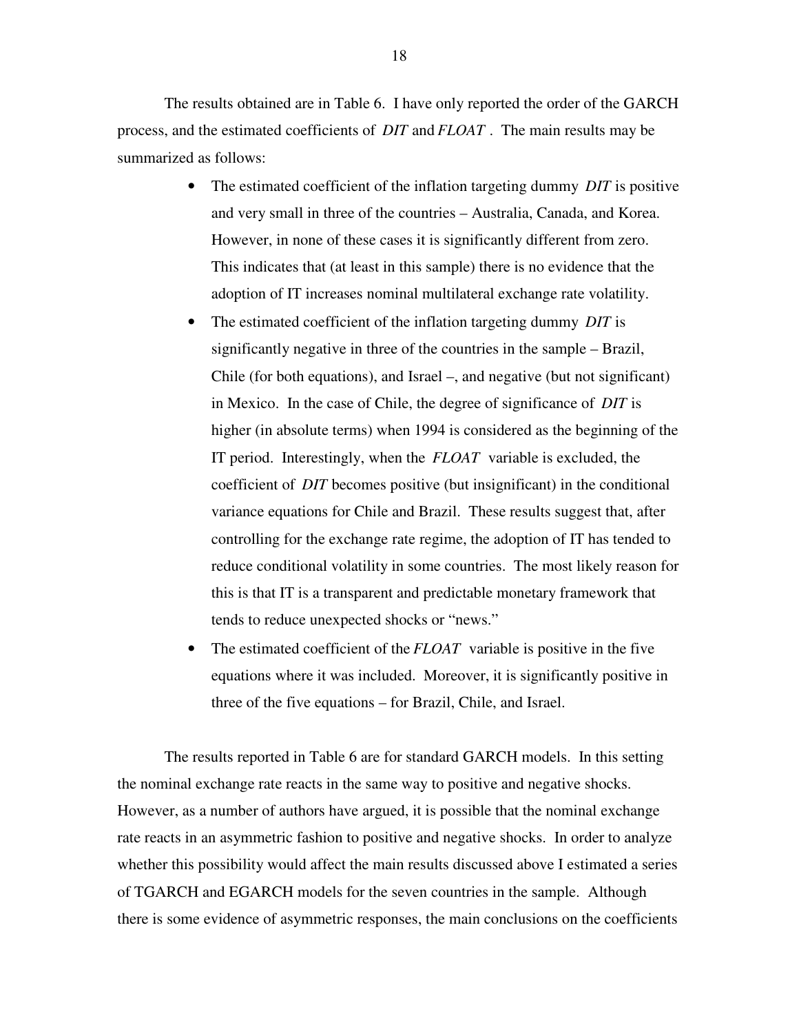The results obtained are in Table 6. I have only reported the order of the GARCH process, and the estimated coefficients of *DIT* and *FLOAT*. The main results may be summarized as follows:

- The estimated coefficient of the inflation targeting dummy *DIT* is positive and very small in three of the countries – Australia, Canada, and Korea. However, in none of these cases it is significantly different from zero. This indicates that (at least in this sample) there is no evidence that the adoption of IT increases nominal multilateral exchange rate volatility.
- The estimated coefficient of the inflation targeting dummy *DIT* is significantly negative in three of the countries in the sample – Brazil, Chile (for both equations), and Israel –, and negative (but not significant) in Mexico. In the case of Chile, the degree of significance of *DIT* is higher (in absolute terms) when 1994 is considered as the beginning of the IT period. Interestingly, when the *FLOAT* variable is excluded, the coefficient of *DIT* becomes positive (but insignificant) in the conditional variance equations for Chile and Brazil. These results suggest that, after controlling for the exchange rate regime, the adoption of IT has tended to reduce conditional volatility in some countries. The most likely reason for this is that IT is a transparent and predictable monetary framework that tends to reduce unexpected shocks or "news."
- The estimated coefficient of the *FLOAT* variable is positive in the five equations where it was included. Moreover, it is significantly positive in three of the five equations – for Brazil, Chile, and Israel.

The results reported in Table 6 are for standard GARCH models. In this setting the nominal exchange rate reacts in the same way to positive and negative shocks. However, as a number of authors have argued, it is possible that the nominal exchange rate reacts in an asymmetric fashion to positive and negative shocks. In order to analyze whether this possibility would affect the main results discussed above I estimated a series of TGARCH and EGARCH models for the seven countries in the sample. Although there is some evidence of asymmetric responses, the main conclusions on the coefficients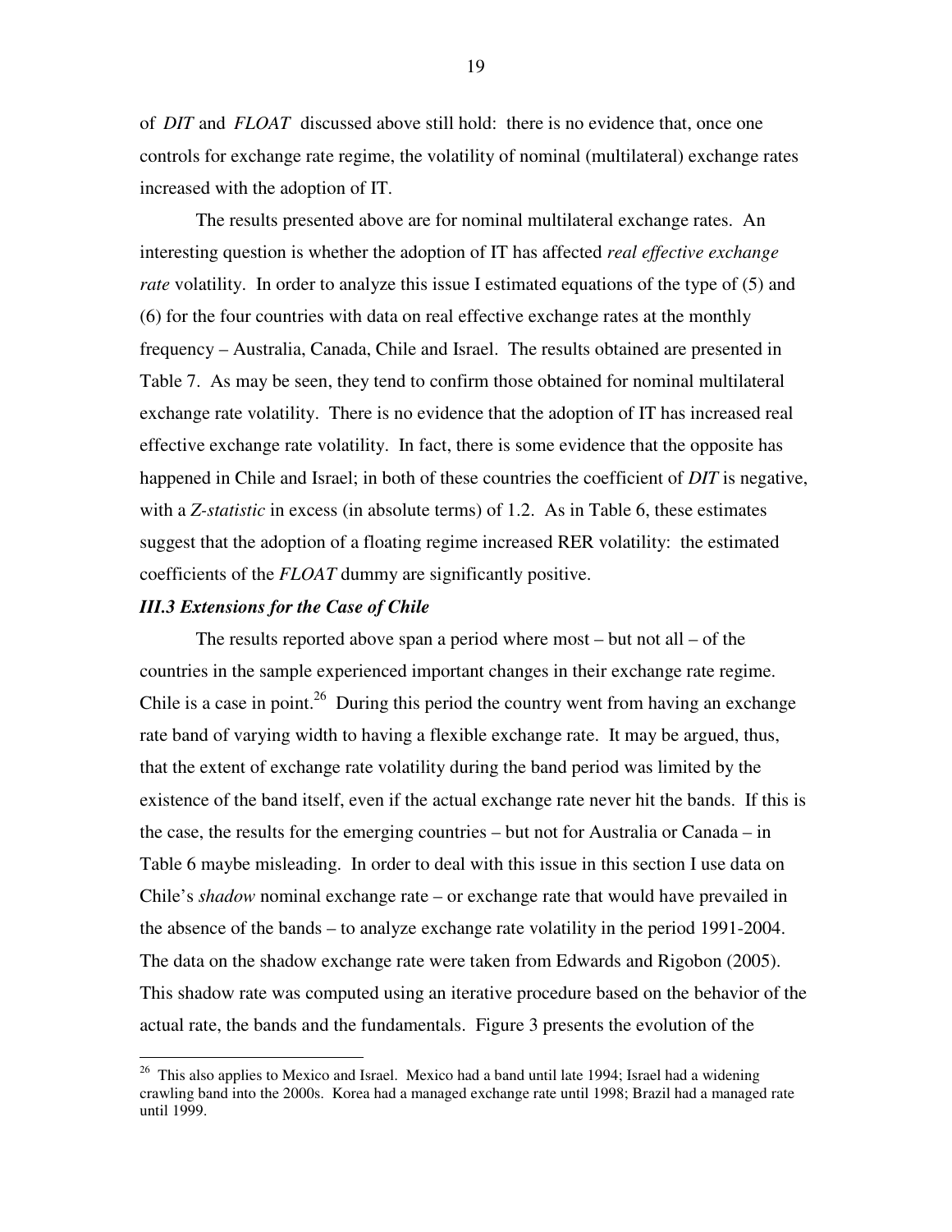of *DIT* and *FLOAT* discussed above still hold: there is no evidence that, once one controls for exchange rate regime, the volatility of nominal (multilateral) exchange rates increased with the adoption of IT.

The results presented above are for nominal multilateral exchange rates. An interesting question is whether the adoption of IT has affected *real effective exchange rate* volatility. In order to analyze this issue I estimated equations of the type of (5) and (6) for the four countries with data on real effective exchange rates at the monthly frequency – Australia, Canada, Chile and Israel. The results obtained are presented in Table 7. As may be seen, they tend to confirm those obtained for nominal multilateral exchange rate volatility. There is no evidence that the adoption of IT has increased real effective exchange rate volatility. In fact, there is some evidence that the opposite has happened in Chile and Israel; in both of these countries the coefficient of *DIT* is negative, with a *Z-statistic* in excess (in absolute terms) of 1.2. As in Table 6, these estimates suggest that the adoption of a floating regime increased RER volatility: the estimated coefficients of the *FLOAT* dummy are significantly positive.

### *III.3 Extensions for the Case of Chile*

The results reported above span a period where most – but not all – of the countries in the sample experienced important changes in their exchange rate regime. Chile is a case in point.[26] During this period the country went from having an exchange rate band of varying width to having a flexible exchange rate. It may be argued, thus, that the extent of exchange rate volatility during the band period was limited by the existence of the band itself, even if the actual exchange rate never hit the bands. If this is the case, the results for the emerging countries – but not for Australia or Canada – in Table 6 maybe misleading. In order to deal with this issue in this section I use data on Chile's *shadow* nominal exchange rate – or exchange rate that would have prevailed in the absence of the bands – to analyze exchange rate volatility in the period 1991-2004. The data on the shadow exchange rate were taken from Edwards and Rigobon (2005). This shadow rate was computed using an iterative procedure based on the behavior of the actual rate, the bands and the fundamentals. Figure 3 presents the evolution of the

[26] This also applies to Mexico and Israel. Mexico had a band until late 1994; Israel had a widening crawling band into the 2000s. Korea had a managed exchange rate until 1998; Brazil had a managed rate until 1999.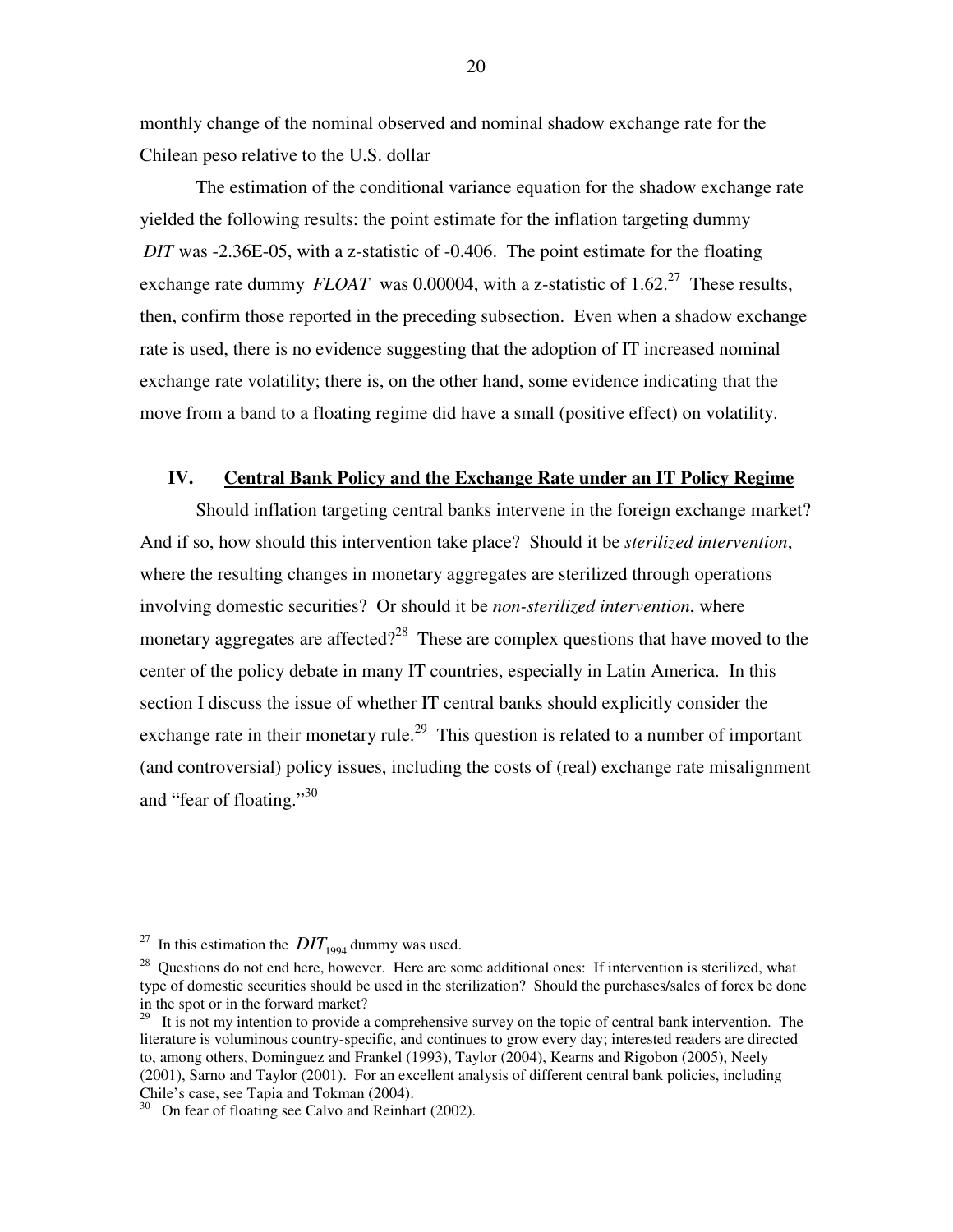monthly change of the nominal observed and nominal shadow exchange rate for the Chilean peso relative to the U.S. dollar

The estimation of the conditional variance equation for the shadow exchange rate yielded the following results: the point estimate for the inflation targeting dummy $DIT$ was -2.36E-05, with a z-statistic of -0.406. The point estimate for the floating exchange rate dummy $FLOAT$ was 0.00004, with a z-statistic of 1.62.[27] These results, then, confirm those reported in the preceding subsection. Even when a shadow exchange rate is used, there is no evidence suggesting that the adoption of IT increased nominal exchange rate volatility; there is, on the other hand, some evidence indicating that the move from a band to a floating regime did have a small (positive effect) on volatility.

## IV. Central Bank Policy and the Exchange Rate under an IT Policy Regime

Should inflation targeting central banks intervene in the foreign exchange market? And if so, how should this intervention take place? Should it be *sterilized intervention*, where the resulting changes in monetary aggregates are sterilized through operations involving domestic securities? Or should it be *non-sterilized intervention*, where monetary aggregates are affected?[28] These are complex questions that have moved to the center of the policy debate in many IT countries, especially in Latin America. In this section I discuss the issue of whether IT central banks should explicitly consider the exchange rate in their monetary rule.[29] This question is related to a number of important (and controversial) policy issues, including the costs of (real) exchange rate misalignment and "fear of floating."[30]

---

[27] In this estimation the $DIT_{1994}$ dummy was used.

[28] Questions do not end here, however. Here are some additional ones: If intervention is sterilized, what type of domestic securities should be used in the sterilization? Should the purchases/sales of forex be done in the spot or in the forward market?

[29] It is not my intention to provide a comprehensive survey on the topic of central bank intervention. The literature is voluminous country-specific, and continues to grow every day; interested readers are directed to, among others, Dominguez and Frankel (1993), Taylor (2004), Kearns and Rigobon (2005), Neely (2001), Sarno and Taylor (2001). For an excellent analysis of different central bank policies, including Chile's case, see Tapia and Tokman (2004).

[30] On fear of floating see Calvo and Reinhart (2002).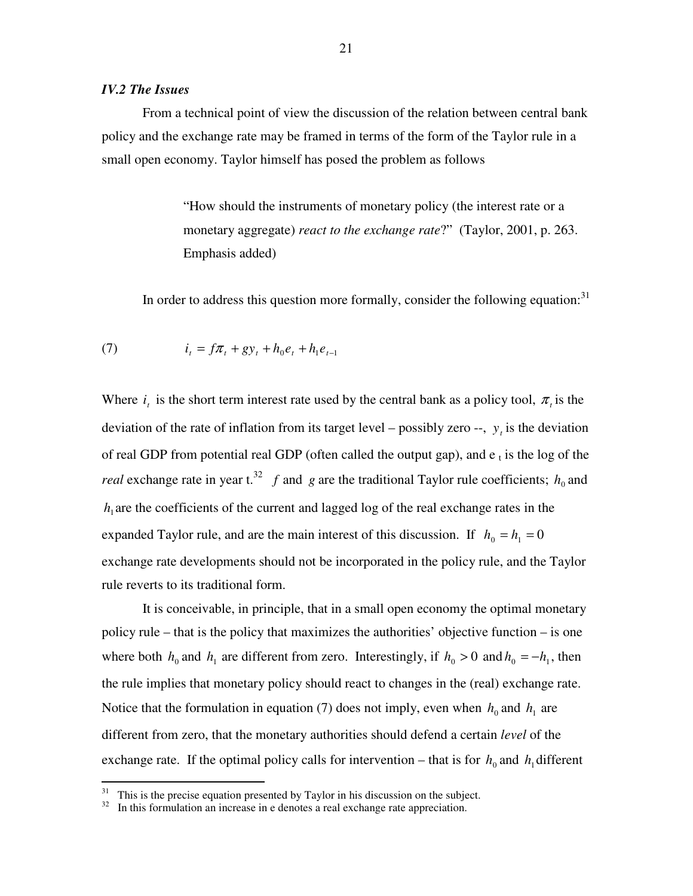### *IV.2 The Issues*

From a technical point of view the discussion of the relation between central bank policy and the exchange rate may be framed in terms of the form of the Taylor rule in a small open economy. Taylor himself has posed the problem as follows

> "How should the instruments of monetary policy (the interest rate or a monetary aggregate) *react to the exchange rate*?" (Taylor, 2001, p. 263. Emphasis added)

In order to address this question more formally, consider the following equation:[31]

$$(7) \qquad i_t = f\pi_t + gy_t + h_0 e_t + h_1 e_{t-1}$$

Where $i_t$ is the short term interest rate used by the central bank as a policy tool, $\pi_t$ is the deviation of the rate of inflation from its target level – possibly zero --, $y_t$ is the deviation of real GDP from potential real GDP (often called the output gap), and $e_t$ is the log of the *real* exchange rate in year t.[32] $f$ and $g$ are the traditional Taylor rule coefficients; $h_0$ and $h_1$ are the coefficients of the current and lagged log of the real exchange rates in the expanded Taylor rule, and are the main interest of this discussion. If $h_0 = h_1 = 0$ exchange rate developments should not be incorporated in the policy rule, and the Taylor rule reverts to its traditional form.

It is conceivable, in principle, that in a small open economy the optimal monetary policy rule – that is the policy that maximizes the authorities' objective function – is one where both $h_0$ and $h_1$ are different from zero. Interestingly, if $h_0 > 0$ and $h_0 = -h_1$, then the rule implies that monetary policy should react to changes in the (real) exchange rate. Notice that the formulation in equation (7) does not imply, even when $h_0$ and $h_1$ are different from zero, that the monetary authorities should defend a certain *level* of the exchange rate. If the optimal policy calls for intervention – that is for $h_0$ and $h_1$ different

---

[31] This is the precise equation presented by Taylor in his discussion on the subject.

[32] In this formulation an increase in e denotes a real exchange rate appreciation.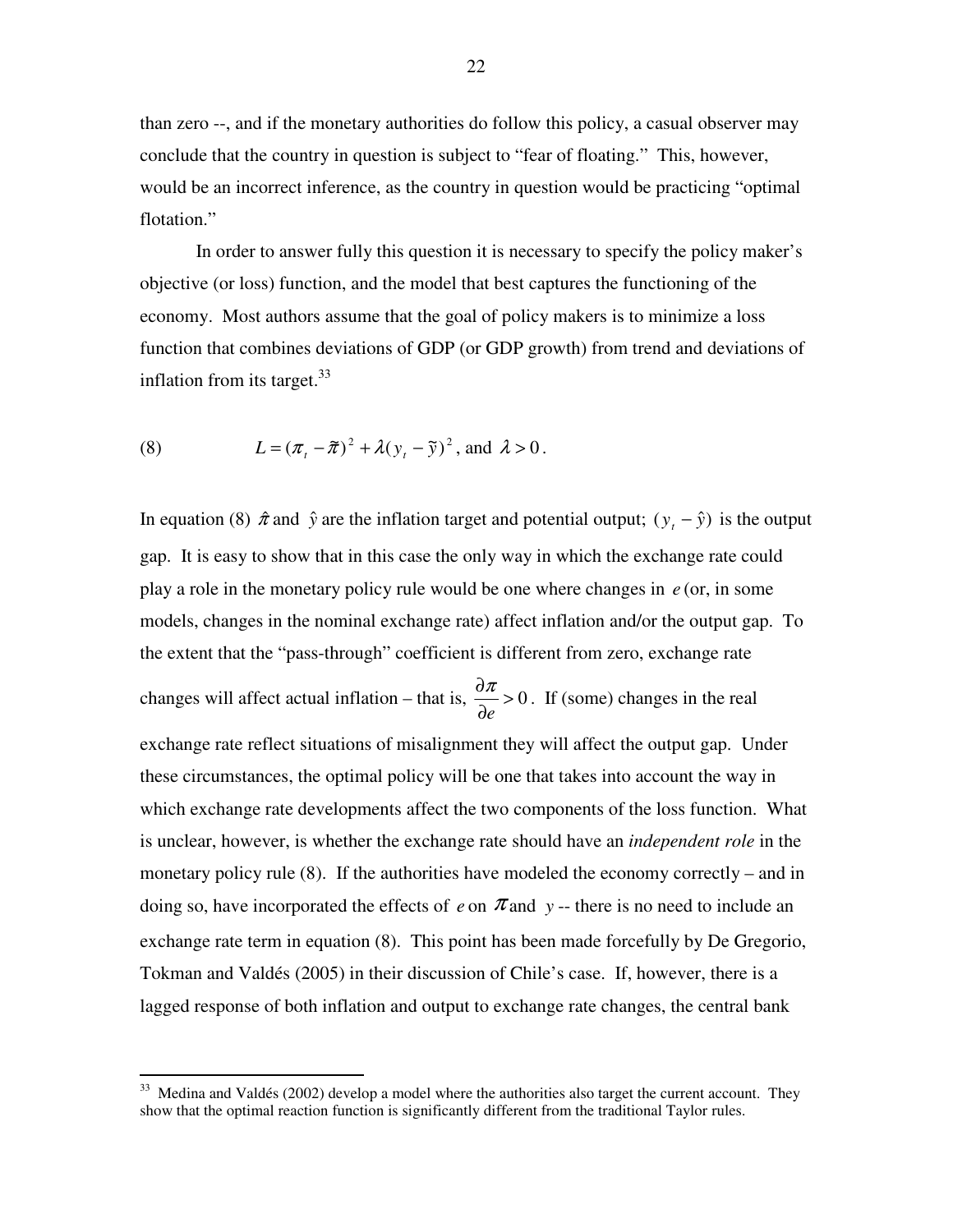than zero --, and if the monetary authorities do follow this policy, a casual observer may conclude that the country in question is subject to "fear of floating." This, however, would be an incorrect inference, as the country in question would be practicing "optimal flotation."

In order to answer fully this question it is necessary to specify the policy maker's objective (or loss) function, and the model that best captures the functioning of the economy. Most authors assume that the goal of policy makers is to minimize a loss function that combines deviations of GDP (or GDP growth) from trend and deviations of inflation from its target.[33]

$$(8) \qquad L = (\pi_t - \tilde{\pi})^2 + \lambda (y_t - \tilde{y})^2 \text{, and } \lambda > 0 .$$

In equation (8) $\hat{\pi}$ and $\hat{y}$ are the inflation target and potential output; $(y_t - \hat{y})$ is the output gap. It is easy to show that in this case the only way in which the exchange rate could play a role in the monetary policy rule would be one where changes in $e$ (or, in some models, changes in the nominal exchange rate) affect inflation and/or the output gap. To the extent that the "pass-through" coefficient is different from zero, exchange rate changes will affect actual inflation – that is, $\frac{\partial \pi}{\partial e} > 0$. If (some) changes in the real exchange rate reflect situations of misalignment they will affect the output gap. Under these circumstances, the optimal policy will be one that takes into account the way in which exchange rate developments affect the two components of the loss function. What is unclear, however, is whether the exchange rate should have an *independent role* in the monetary policy rule (8). If the authorities have modeled the economy correctly – and in doing so, have incorporated the effects of $e$ on $\pi$ and $y$ -- there is no need to include an exchange rate term in equation (8). This point has been made forcefully by De Gregorio, Tokman and Valdés (2005) in their discussion of Chile's case. If, however, there is a lagged response of both inflation and output to exchange rate changes, the central bank

[33] Medina and Valdés (2002) develop a model where the authorities also target the current account. They show that the optimal reaction function is significantly different from the traditional Taylor rules.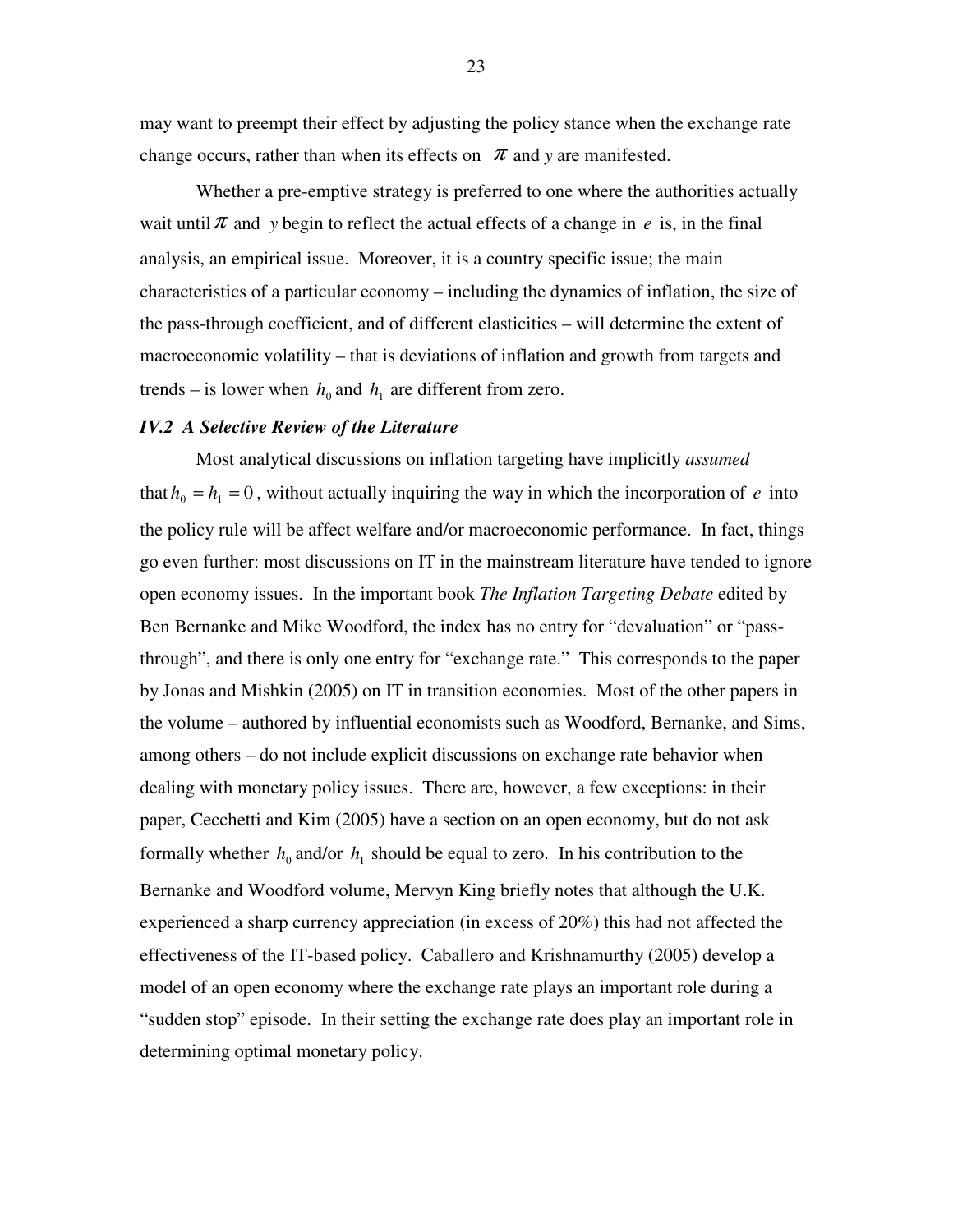may want to preempt their effect by adjusting the policy stance when the exchange rate change occurs, rather than when its effects on $\pi$ and $y$ are manifested.

Whether a pre-emptive strategy is preferred to one where the authorities actually wait until $\pi$ and $y$ begin to reflect the actual effects of a change in $e$ is, in the final analysis, an empirical issue. Moreover, it is a country specific issue; the main characteristics of a particular economy – including the dynamics of inflation, the size of the pass-through coefficient, and of different elasticities – will determine the extent of macroeconomic volatility – that is deviations of inflation and growth from targets and trends – is lower when $h_0$ and $h_1$ are different from zero.

### *IV.2 A Selective Review of the Literature*

Most analytical discussions on inflation targeting have implicitly *assumed* that $h_0 = h_1 = 0$, without actually inquiring the way in which the incorporation of $e$ into the policy rule will be affect welfare and/or macroeconomic performance. In fact, things go even further: most discussions on IT in the mainstream literature have tended to ignore open economy issues. In the important book *The Inflation Targeting Debate* edited by Ben Bernanke and Mike Woodford, the index has no entry for "devaluation" or "pass-through", and there is only one entry for "exchange rate." This corresponds to the paper by Jonas and Mishkin (2005) on IT in transition economies. Most of the other papers in the volume – authored by influential economists such as Woodford, Bernanke, and Sims, among others – do not include explicit discussions on exchange rate behavior when dealing with monetary policy issues. There are, however, a few exceptions: in their paper, Cecchetti and Kim (2005) have a section on an open economy, but do not ask formally whether $h_0$ and/or $h_1$ should be equal to zero. In his contribution to the Bernanke and Woodford volume, Mervyn King briefly notes that although the U.K. experienced a sharp currency appreciation (in excess of 20%) this had not affected the effectiveness of the IT-based policy. Caballero and Krishnamurthy (2005) develop a model of an open economy where the exchange rate plays an important role during a "sudden stop" episode. In their setting the exchange rate does play an important role in determining optimal monetary policy.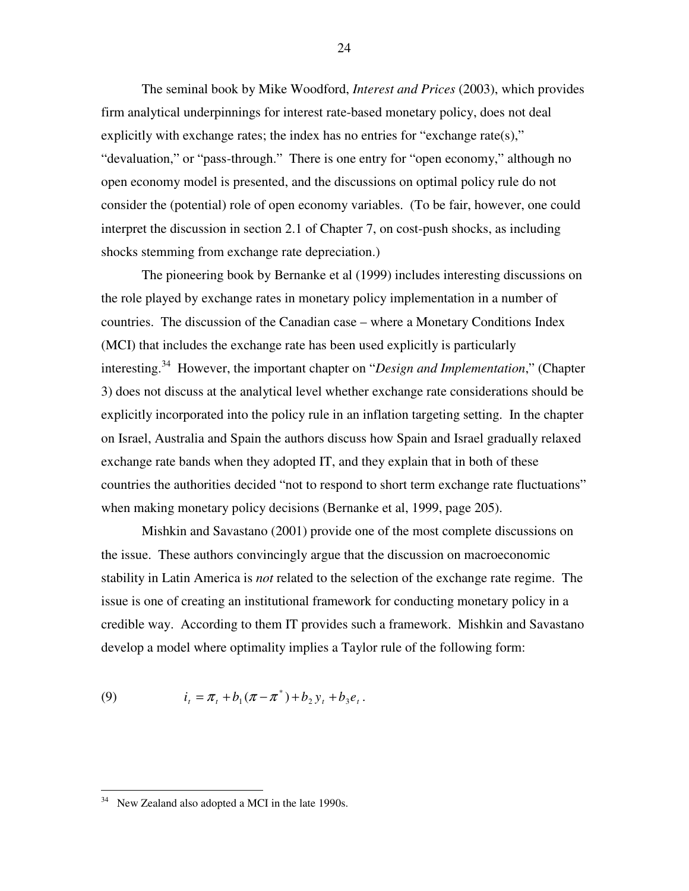The seminal book by Mike Woodford, *Interest and Prices* (2003), which provides firm analytical underpinnings for interest rate-based monetary policy, does not deal explicitly with exchange rates; the index has no entries for "exchange rate(s)," "devaluation," or "pass-through." There is one entry for "open economy," although no open economy model is presented, and the discussions on optimal policy rule do not consider the (potential) role of open economy variables. (To be fair, however, one could interpret the discussion in section 2.1 of Chapter 7, on cost-push shocks, as including shocks stemming from exchange rate depreciation.)

The pioneering book by Bernanke et al (1999) includes interesting discussions on the role played by exchange rates in monetary policy implementation in a number of countries. The discussion of the Canadian case – where a Monetary Conditions Index (MCI) that includes the exchange rate has been used explicitly is particularly interesting.[34] However, the important chapter on "*Design and Implementation*," (Chapter 3) does not discuss at the analytical level whether exchange rate considerations should be explicitly incorporated into the policy rule in an inflation targeting setting. In the chapter on Israel, Australia and Spain the authors discuss how Spain and Israel gradually relaxed exchange rate bands when they adopted IT, and they explain that in both of these countries the authorities decided "not to respond to short term exchange rate fluctuations" when making monetary policy decisions (Bernanke et al, 1999, page 205).

Mishkin and Savastano (2001) provide one of the most complete discussions on the issue. These authors convincingly argue that the discussion on macroeconomic stability in Latin America is *not* related to the selection of the exchange rate regime. The issue is one of creating an institutional framework for conducting monetary policy in a credible way. According to them IT provides such a framework. Mishkin and Savastano develop a model where optimality implies a Taylor rule of the following form:

$$i_t = \pi_t + b_1(\pi - \pi^*) + b_2 y_t + b_3 e_t . \tag{9}$$

[34] New Zealand also adopted a MCI in the late 1990s.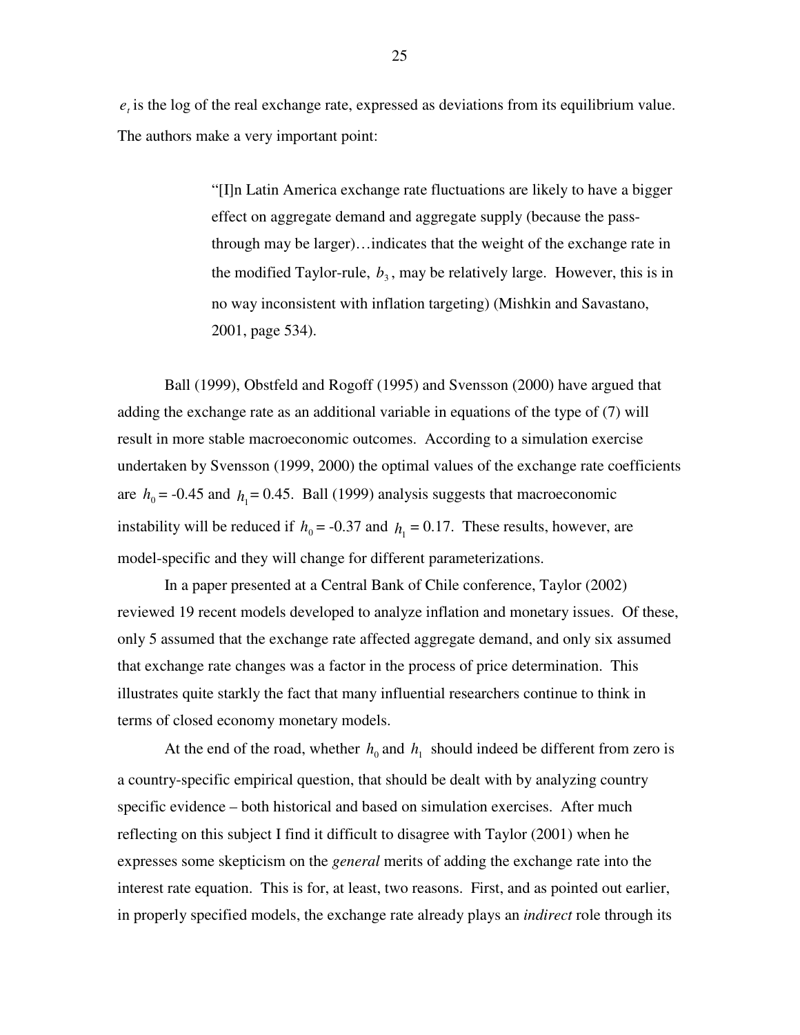$e_t$ is the log of the real exchange rate, expressed as deviations from its equilibrium value. The authors make a very important point:

> "[I]n Latin America exchange rate fluctuations are likely to have a bigger effect on aggregate demand and aggregate supply (because the pass-through may be larger)…indicates that the weight of the exchange rate in the modified Taylor-rule, $b_3$, may be relatively large. However, this is in no way inconsistent with inflation targeting) (Mishkin and Savastano, 2001, page 534).

Ball (1999), Obstfeld and Rogoff (1995) and Svensson (2000) have argued that adding the exchange rate as an additional variable in equations of the type of (7) will result in more stable macroeconomic outcomes. According to a simulation exercise undertaken by Svensson (1999, 2000) the optimal values of the exchange rate coefficients are $h_0$ = -0.45 and $h_1$ = 0.45. Ball (1999) analysis suggests that macroeconomic instability will be reduced if $h_0$ = -0.37 and $h_1$ = 0.17. These results, however, are model-specific and they will change for different parameterizations.

In a paper presented at a Central Bank of Chile conference, Taylor (2002) reviewed 19 recent models developed to analyze inflation and monetary issues. Of these, only 5 assumed that the exchange rate affected aggregate demand, and only six assumed that exchange rate changes was a factor in the process of price determination. This illustrates quite starkly the fact that many influential researchers continue to think in terms of closed economy monetary models.

At the end of the road, whether $h_0$ and $h_1$ should indeed be different from zero is a country-specific empirical question, that should be dealt with by analyzing country specific evidence – both historical and based on simulation exercises. After much reflecting on this subject I find it difficult to disagree with Taylor (2001) when he expresses some skepticism on the *general* merits of adding the exchange rate into the interest rate equation. This is for, at least, two reasons. First, and as pointed out earlier, in properly specified models, the exchange rate already plays an *indirect* role through its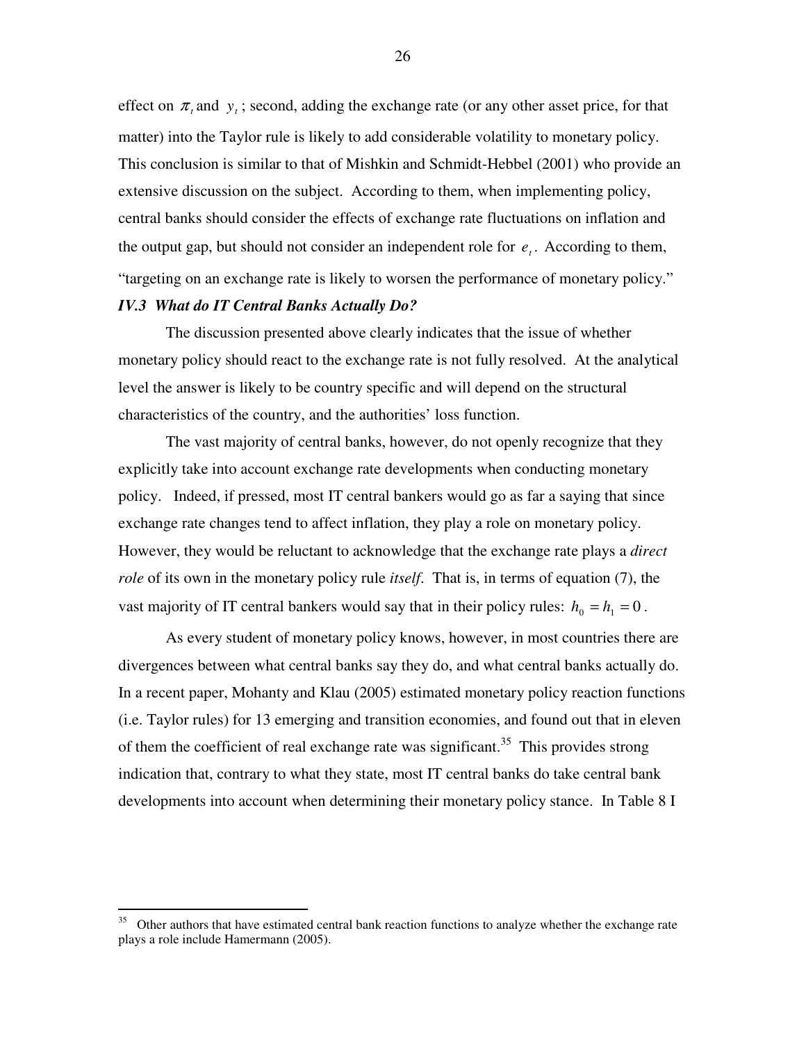effect on $\pi_t$ and $y_t$; second, adding the exchange rate (or any other asset price, for that matter) into the Taylor rule is likely to add considerable volatility to monetary policy. This conclusion is similar to that of Mishkin and Schmidt-Hebbel (2001) who provide an extensive discussion on the subject. According to them, when implementing policy, central banks should consider the effects of exchange rate fluctuations on inflation and the output gap, but should not consider an independent role for $e_t$. According to them, "targeting on an exchange rate is likely to worsen the performance of monetary policy."

### *IV.3 What do IT Central Banks Actually Do?*

The discussion presented above clearly indicates that the issue of whether monetary policy should react to the exchange rate is not fully resolved. At the analytical level the answer is likely to be country specific and will depend on the structural characteristics of the country, and the authorities' loss function.

The vast majority of central banks, however, do not openly recognize that they explicitly take into account exchange rate developments when conducting monetary policy. Indeed, if pressed, most IT central bankers would go as far a saying that since exchange rate changes tend to affect inflation, they play a role on monetary policy. However, they would be reluctant to acknowledge that the exchange rate plays a *direct role* of its own in the monetary policy rule *itself*. That is, in terms of equation (7), the vast majority of IT central bankers would say that in their policy rules: $h_0 = h_1 = 0$.

As every student of monetary policy knows, however, in most countries there are divergences between what central banks say they do, and what central banks actually do. In a recent paper, Mohanty and Klau (2005) estimated monetary policy reaction functions (i.e. Taylor rules) for 13 emerging and transition economies, and found out that in eleven of them the coefficient of real exchange rate was significant.[35] This provides strong indication that, contrary to what they state, most IT central banks do take central bank developments into account when determining their monetary policy stance. In Table 8 I

[35] Other authors that have estimated central bank reaction functions to analyze whether the exchange rate plays a role include Hamermann (2005).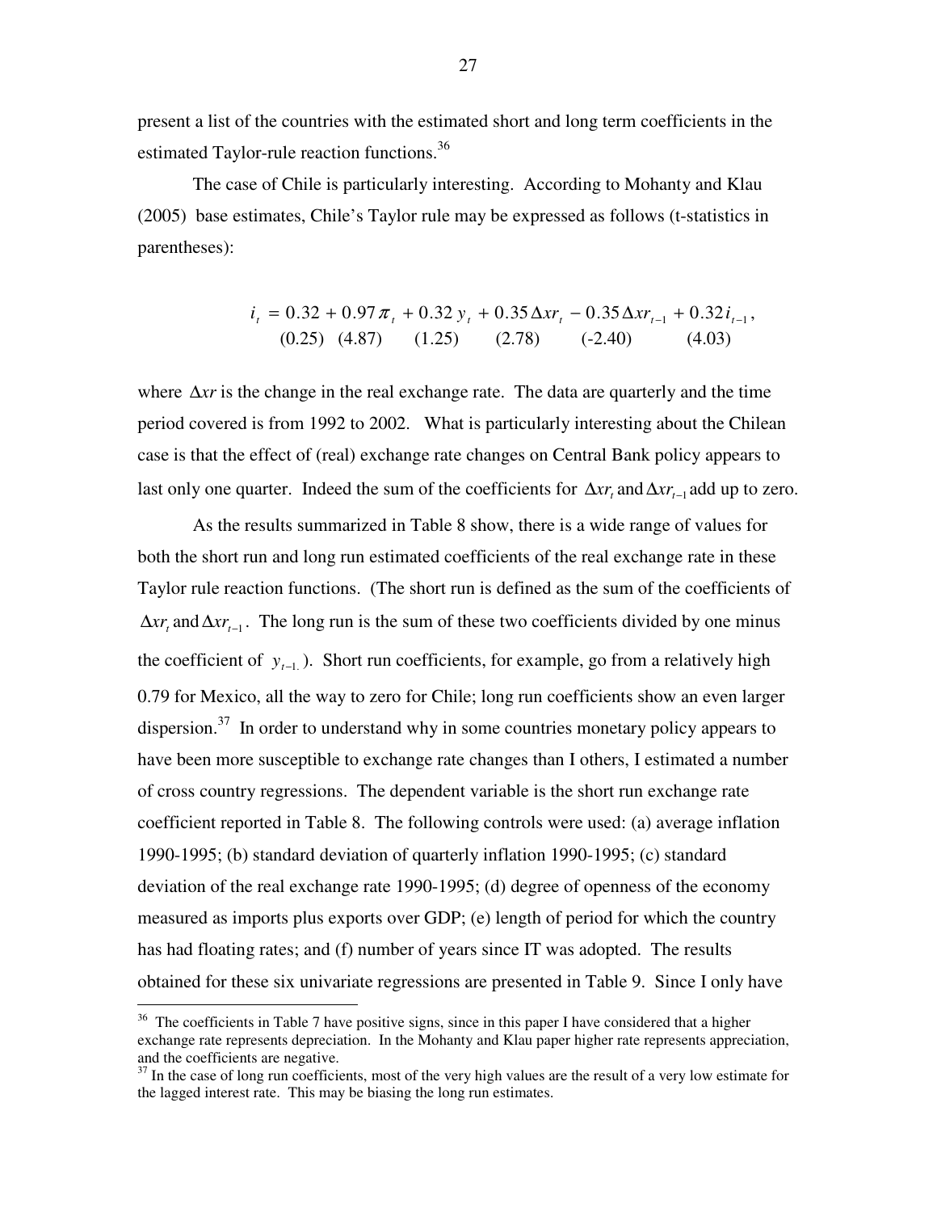present a list of the countries with the estimated short and long term coefficients in the estimated Taylor-rule reaction functions.[36]

The case of Chile is particularly interesting. According to Mohanty and Klau (2005) base estimates, Chile's Taylor rule may be expressed as follows (t-statistics in parentheses):

$$
\underset{(0.25)}{i_t = 0.32} + \underset{(4.87)}{0.97\pi_t} + \underset{(1.25)}{0.32\, y_t} + \underset{(2.78)}{0.35\,\Delta xr_t} - \underset{(-2.40)}{0.35\,\Delta xr_{t-1}} + \underset{(4.03)}{0.32\, i_{t-1}},
$$

where $\Delta xr$ is the change in the real exchange rate. The data are quarterly and the time period covered is from 1992 to 2002. What is particularly interesting about the Chilean case is that the effect of (real) exchange rate changes on Central Bank policy appears to last only one quarter. Indeed the sum of the coefficients for $\Delta xr_t$ and $\Delta xr_{t-1}$ add up to zero.

As the results summarized in Table 8 show, there is a wide range of values for both the short run and long run estimated coefficients of the real exchange rate in these Taylor rule reaction functions. (The short run is defined as the sum of the coefficients of $\Delta xr_t$ and $\Delta xr_{t-1}$. The long run is the sum of these two coefficients divided by one minus the coefficient of $y_{t-1}$.). Short run coefficients, for example, go from a relatively high 0.79 for Mexico, all the way to zero for Chile; long run coefficients show an even larger dispersion.[37] In order to understand why in some countries monetary policy appears to have been more susceptible to exchange rate changes than I others, I estimated a number of cross country regressions. The dependent variable is the short run exchange rate coefficient reported in Table 8. The following controls were used: (a) average inflation 1990-1995; (b) standard deviation of quarterly inflation 1990-1995; (c) standard deviation of the real exchange rate 1990-1995; (d) degree of openness of the economy measured as imports plus exports over GDP; (e) length of period for which the country has had floating rates; and (f) number of years since IT was adopted. The results obtained for these six univariate regressions are presented in Table 9. Since I only have

---

[36] The coefficients in Table 7 have positive signs, since in this paper I have considered that a higher exchange rate represents depreciation. In the Mohanty and Klau paper higher rate represents appreciation, and the coefficients are negative.

[37] In the case of long run coefficients, most of the very high values are the result of a very low estimate for the lagged interest rate. This may be biasing the long run estimates.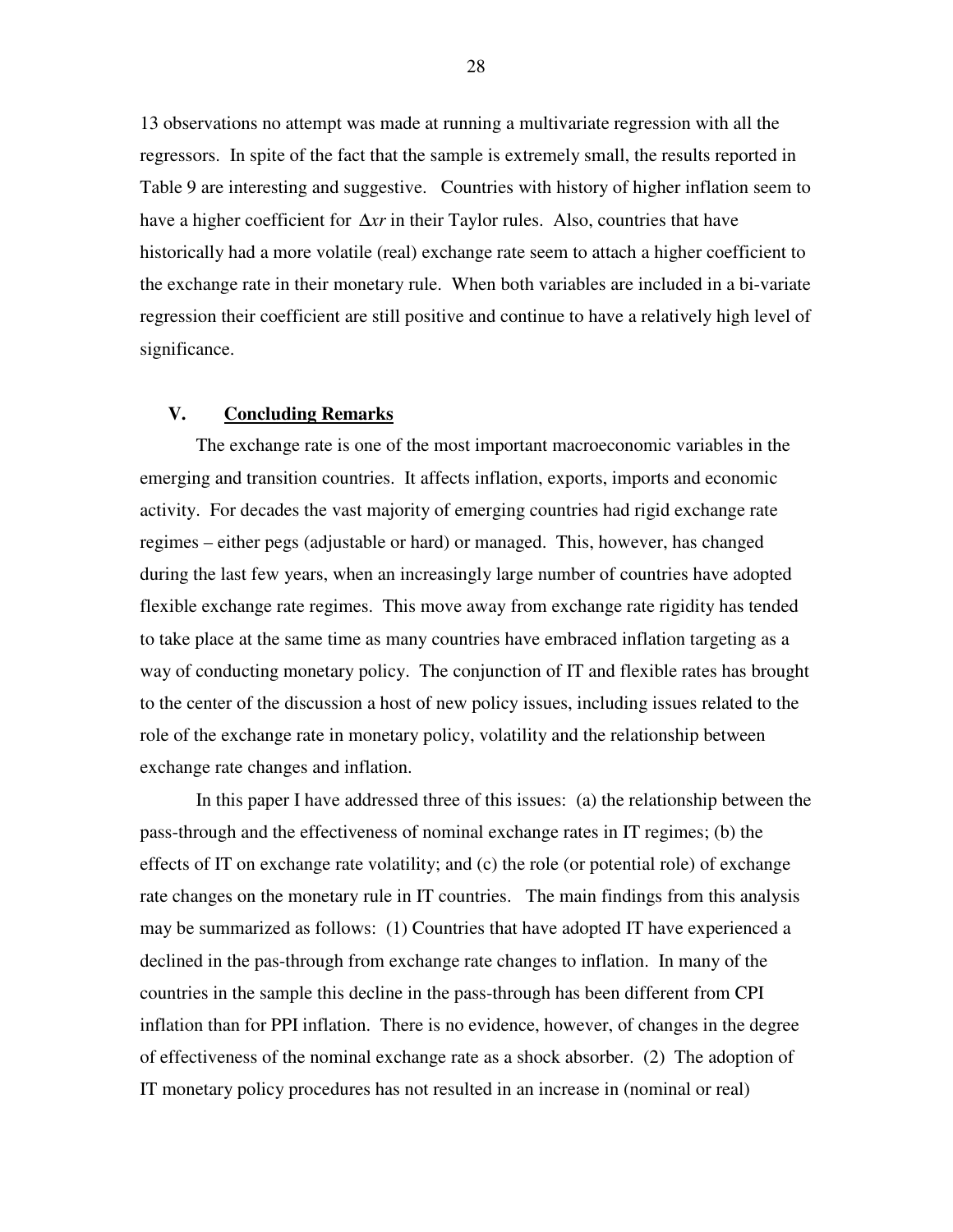13 observations no attempt was made at running a multivariate regression with all the regressors. In spite of the fact that the sample is extremely small, the results reported in Table 9 are interesting and suggestive. Countries with history of higher inflation seem to have a higher coefficient for $\Delta xr$ in their Taylor rules. Also, countries that have historically had a more volatile (real) exchange rate seem to attach a higher coefficient to the exchange rate in their monetary rule. When both variables are included in a bi-variate regression their coefficient are still positive and continue to have a relatively high level of significance.

## V. Concluding Remarks

The exchange rate is one of the most important macroeconomic variables in the emerging and transition countries. It affects inflation, exports, imports and economic activity. For decades the vast majority of emerging countries had rigid exchange rate regimes – either pegs (adjustable or hard) or managed. This, however, has changed during the last few years, when an increasingly large number of countries have adopted flexible exchange rate regimes. This move away from exchange rate rigidity has tended to take place at the same time as many countries have embraced inflation targeting as a way of conducting monetary policy. The conjunction of IT and flexible rates has brought to the center of the discussion a host of new policy issues, including issues related to the role of the exchange rate in monetary policy, volatility and the relationship between exchange rate changes and inflation.

In this paper I have addressed three of this issues: (a) the relationship between the pass-through and the effectiveness of nominal exchange rates in IT regimes; (b) the effects of IT on exchange rate volatility; and (c) the role (or potential role) of exchange rate changes on the monetary rule in IT countries. The main findings from this analysis may be summarized as follows: (1) Countries that have adopted IT have experienced a declined in the pas-through from exchange rate changes to inflation. In many of the countries in the sample this decline in the pass-through has been different from CPI inflation than for PPI inflation. There is no evidence, however, of changes in the degree of effectiveness of the nominal exchange rate as a shock absorber. (2) The adoption of IT monetary policy procedures has not resulted in an increase in (nominal or real)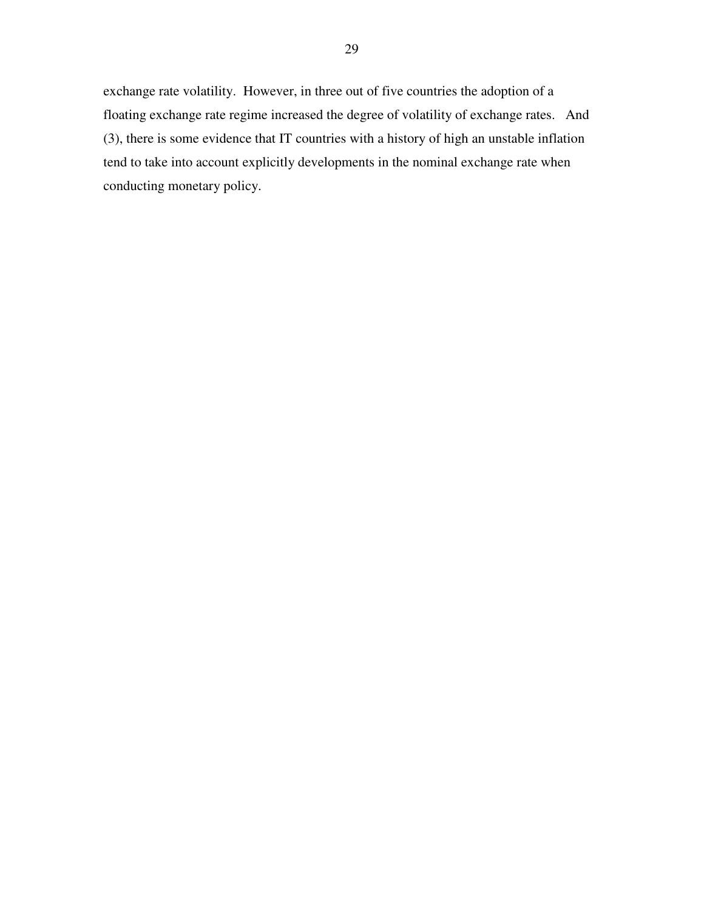exchange rate volatility. However, in three out of five countries the adoption of a floating exchange rate regime increased the degree of volatility of exchange rates. And (3), there is some evidence that IT countries with a history of high an unstable inflation tend to take into account explicitly developments in the nominal exchange rate when conducting monetary policy.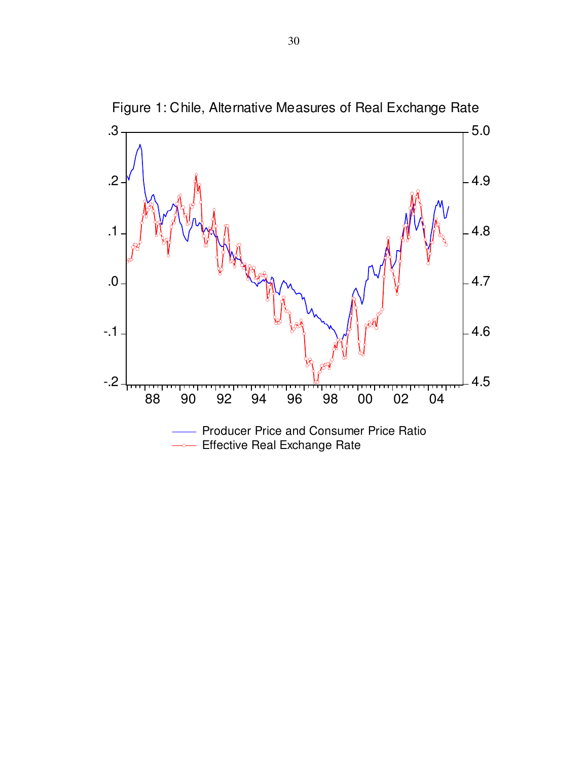Figure 1: Chile, Alternative Measures of Real Exchange Rate

Producer Price and Consumer Price Ratio
Effective Real Exchange Rate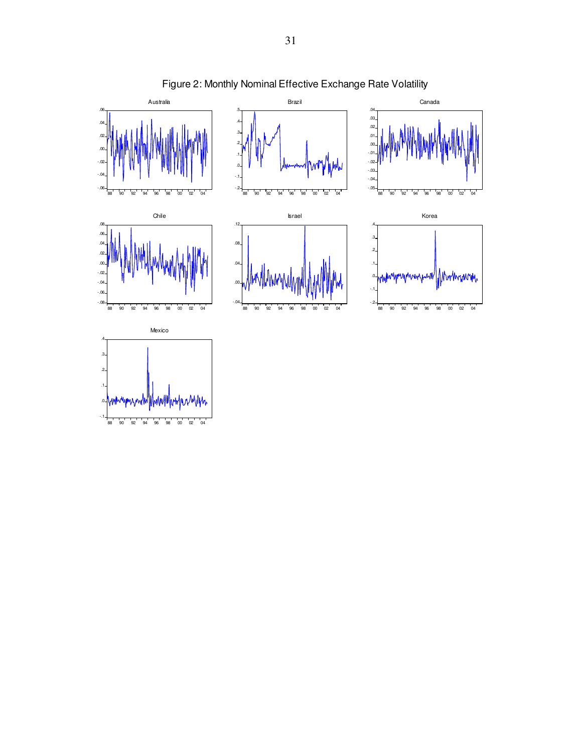# Figure 2: Monthly Nominal Effective Exchange Rate Volatility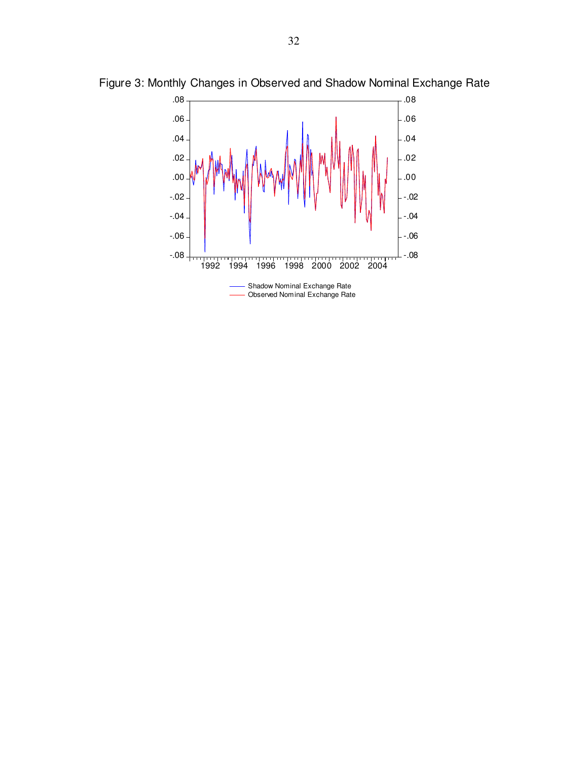Figure 3: Monthly Changes in Observed and Shadow Nominal Exchange Rate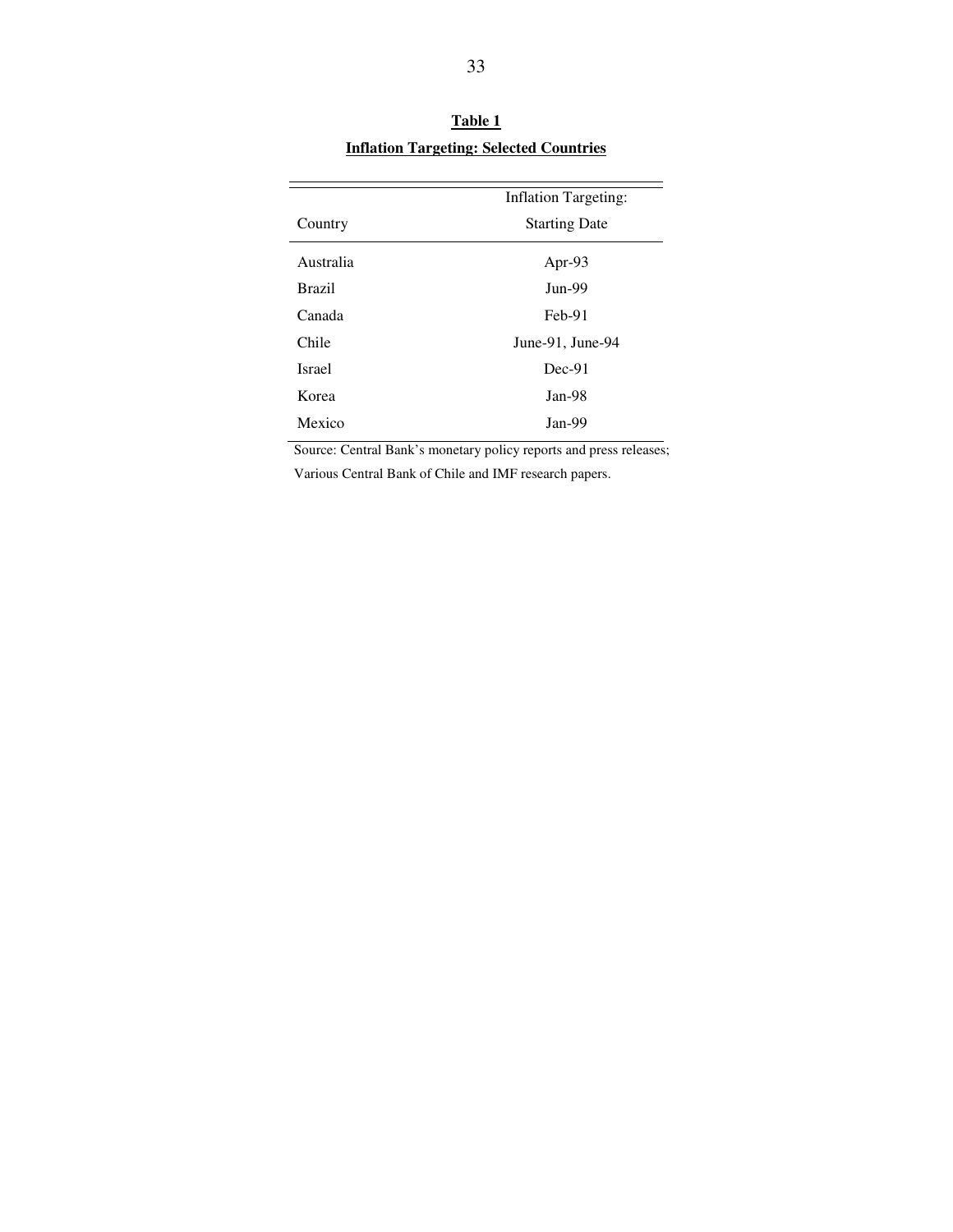**Table 1**

**Inflation Targeting: Selected Countries**

| Country | Inflation Targeting: Starting Date |
|---|---|
| Australia | Apr-93 |
| Brazil | Jun-99 |
| Canada | Feb-91 |
| Chile | June-91, June-94 |
| Israel | Dec-91 |
| Korea | Jan-98 |
| Mexico | Jan-99 |

Source: Central Bank's monetary policy reports and press releases; Various Central Bank of Chile and IMF research papers.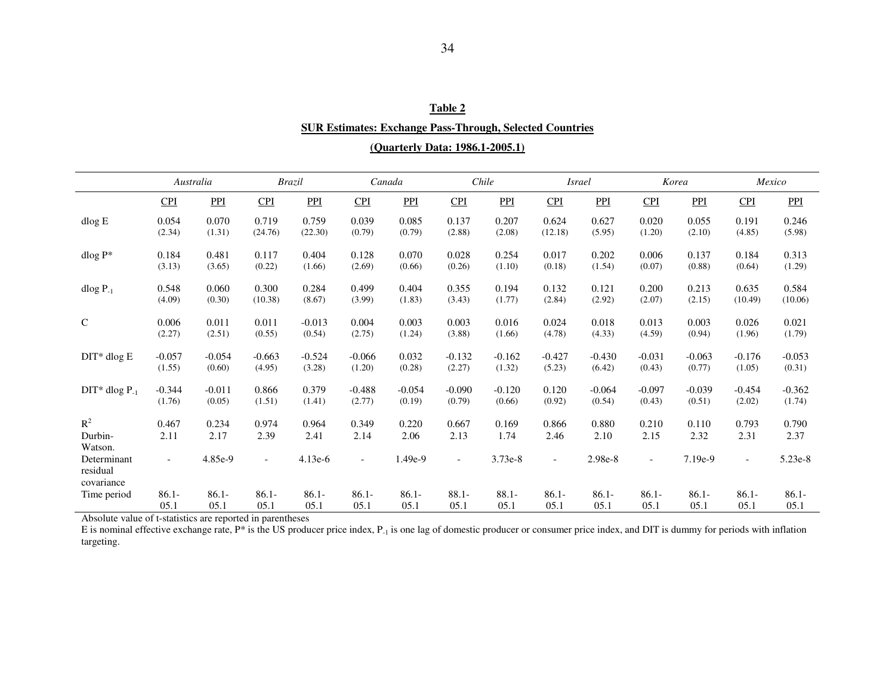**Table 2**

**SUR Estimates: Exchange Pass-Through, Selected Countries**

**(Quarterly Data: 1986.1-2005.1)**

| | *Australia* | | *Brazil* | | *Canada* | | *Chile* | | *Israel* | | *Korea* | | *Mexico* | |
|---|---|---|---|---|---|---|---|---|---|---|---|---|---|---|
| | CPI | PPI | CPI | PPI | CPI | PPI | CPI | PPI | CPI | PPI | CPI | PPI | CPI | PPI |
| dlog E | 0.054 (2.34) | 0.070 (1.31) | 0.719 (24.76) | 0.759 (22.30) | 0.039 (0.79) | 0.085 (0.79) | 0.137 (2.88) | 0.207 (2.08) | 0.624 (12.18) | 0.627 (5.95) | 0.020 (1.20) | 0.055 (2.10) | 0.191 (4.85) | 0.246 (5.98) |
| dlog P* | 0.184 (3.13) | 0.481 (3.65) | 0.117 (0.22) | 0.404 (1.66) | 0.128 (2.69) | 0.070 (0.66) | 0.028 (0.26) | 0.254 (1.10) | 0.017 (0.18) | 0.202 (1.54) | 0.006 (0.07) | 0.137 (0.88) | 0.184 (0.64) | 0.313 (1.29) |
| dlog $P_{-1}$ | 0.548 (4.09) | 0.060 (0.30) | 0.300 (10.38) | 0.284 (8.67) | 0.499 (3.99) | 0.404 (1.83) | 0.355 (3.43) | 0.194 (1.77) | 0.132 (2.84) | 0.121 (2.92) | 0.200 (2.07) | 0.213 (2.15) | 0.635 (10.49) | 0.584 (10.06) |
| C | 0.006 (2.27) | 0.011 (2.51) | 0.011 (0.55) | -0.013 (0.54) | 0.004 (2.75) | 0.003 (1.24) | 0.003 (3.88) | 0.016 (1.66) | 0.024 (4.78) | 0.018 (4.33) | 0.013 (4.59) | 0.003 (0.94) | 0.026 (1.96) | 0.021 (1.79) |
| DIT* dlog E | -0.057 (1.55) | -0.054 (0.60) | -0.663 (4.95) | -0.524 (3.28) | -0.066 (1.20) | 0.032 (0.28) | -0.132 (2.27) | -0.162 (1.32) | -0.427 (5.23) | -0.430 (6.42) | -0.031 (0.43) | -0.063 (0.77) | -0.176 (1.05) | -0.053 (0.31) |
| DIT* dlog $P_{-1}$ | -0.344 (1.76) | -0.011 (0.05) | 0.866 (1.51) | 0.379 (1.41) | -0.488 (2.77) | -0.054 (0.19) | -0.090 (0.79) | -0.120 (0.66) | 0.120 (0.92) | -0.064 (0.54) | -0.097 (0.43) | -0.039 (0.51) | -0.454 (2.02) | -0.362 (1.74) |
| $R^2$ | 0.467 | 0.234 | 0.974 | 0.964 | 0.349 | 0.220 | 0.667 | 0.169 | 0.866 | 0.880 | 0.210 | 0.110 | 0.793 | 0.790 |
| Durbin-Watson. | 2.11 | 2.17 | 2.39 | 2.41 | 2.14 | 2.06 | 2.13 | 1.74 | 2.46 | 2.10 | 2.15 | 2.32 | 2.31 | 2.37 |
| Determinant residual covariance | - | 4.85e-9 | - | 4.13e-6 | - | 1.49e-9 | - | 3.73e-8 | - | 2.98e-8 | - | 7.19e-9 | - | 5.23e-8 |
| Time period | 86.1-05.1 | 86.1-05.1 | 86.1-05.1 | 86.1-05.1 | 86.1-05.1 | 86.1-05.1 | 88.1-05.1 | 88.1-05.1 | 86.1-05.1 | 86.1-05.1 | 86.1-05.1 | 86.1-05.1 | 86.1-05.1 | 86.1-05.1 |

Absolute value of t-statistics are reported in parentheses

E is nominal effective exchange rate, P* is the US producer price index, $P_{-1}$ is one lag of domestic producer or consumer price index, and DIT is dummy for periods with inflation targeting.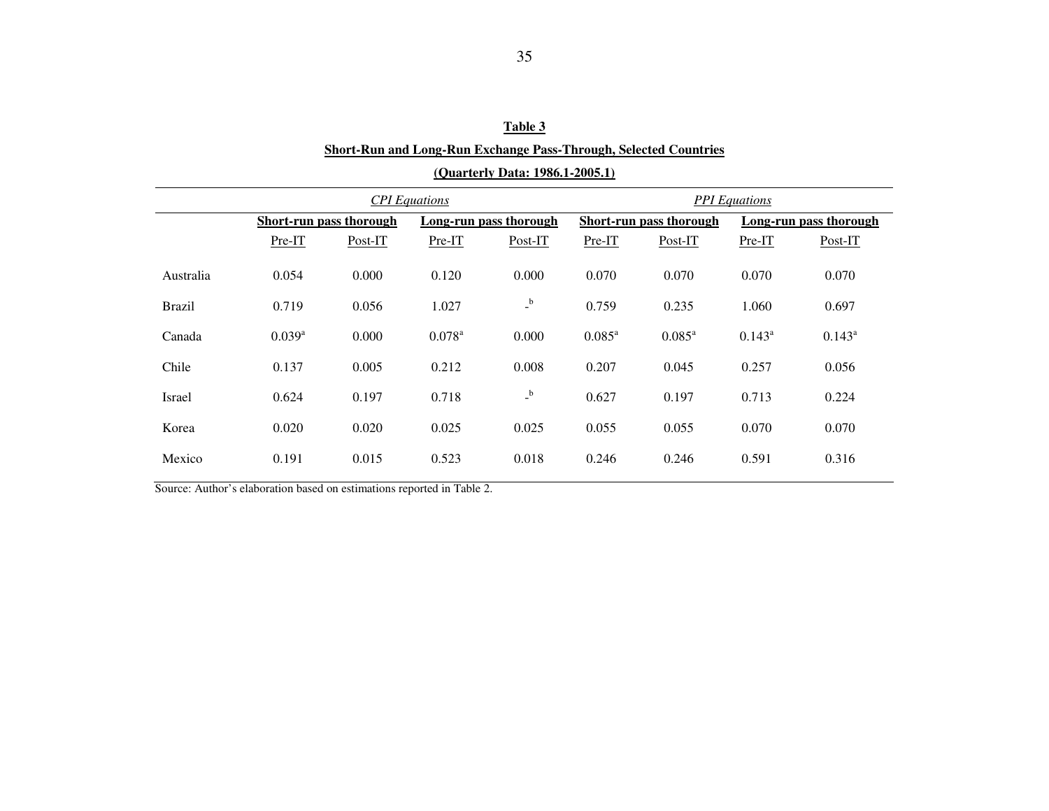**Table 3**

**Short-Run and Long-Run Exchange Pass-Through, Selected Countries**

**(Quarterly Data: 1986.1-2005.1)**

| | *CPI Equations* | | | | *PPI Equations* | | | |
|---|---|---|---|---|---|---|---|---|
| | **Short-run pass thorough** | | **Long-run pass thorough** | | **Short-run pass thorough** | | **Long-run pass thorough** | |
| | Pre-IT | Post-IT | Pre-IT | Post-IT | Pre-IT | Post-IT | Pre-IT | Post-IT |
| Australia | 0.054 | 0.000 | 0.120 | 0.000 | 0.070 | 0.070 | 0.070 | 0.070 |
| Brazil | 0.719 | 0.056 | 1.027 | -[b] | 0.759 | 0.235 | 1.060 | 0.697 |
| Canada | 0.039[a] | 0.000 | 0.078[a] | 0.000 | 0.085[a] | 0.085[a] | 0.143[a] | 0.143[a] |
| Chile | 0.137 | 0.005 | 0.212 | 0.008 | 0.207 | 0.045 | 0.257 | 0.056 |
| Israel | 0.624 | 0.197 | 0.718 | -[b] | 0.627 | 0.197 | 0.713 | 0.224 |
| Korea | 0.020 | 0.020 | 0.025 | 0.025 | 0.055 | 0.055 | 0.070 | 0.070 |
| Mexico | 0.191 | 0.015 | 0.523 | 0.018 | 0.246 | 0.246 | 0.591 | 0.316 |

Source: Author's elaboration based on estimations reported in Table 2.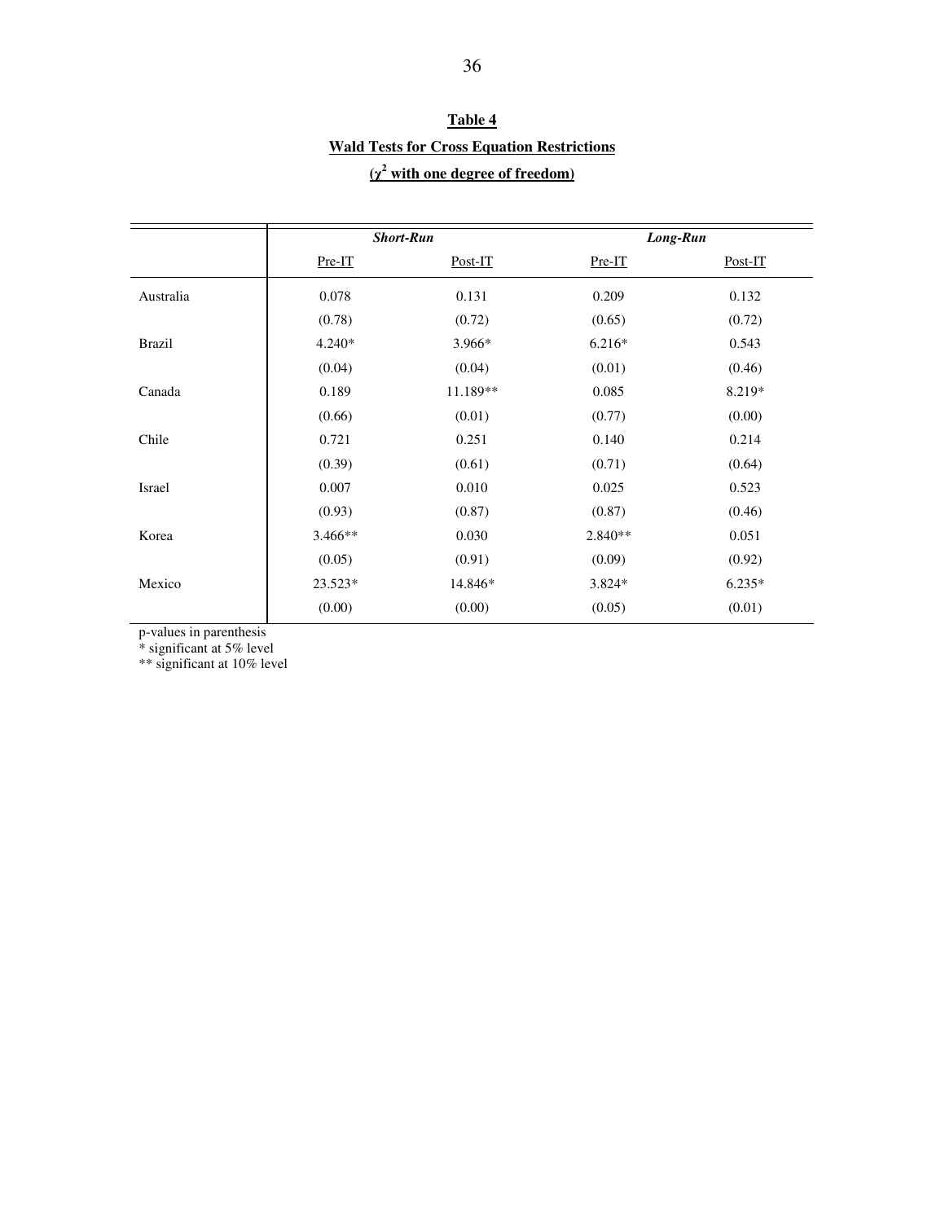**Table 4**

**Wald Tests for Cross Equation Restrictions**

**($\chi^2$ with one degree of freedom)**

| | ***Short-Run*** | | ***Long-Run*** | |
|---|---|---|---|---|
| | Pre-IT | Post-IT | Pre-IT | Post-IT |
| Australia | 0.078 | 0.131 | 0.209 | 0.132 |
| | (0.78) | (0.72) | (0.65) | (0.72) |
| Brazil | 4.240* | 3.966* | 6.216* | 0.543 |
| | (0.04) | (0.04) | (0.01) | (0.46) |
| Canada | 0.189 | 11.189** | 0.085 | 8.219* |
| | (0.66) | (0.01) | (0.77) | (0.00) |
| Chile | 0.721 | 0.251 | 0.140 | 0.214 |
| | (0.39) | (0.61) | (0.71) | (0.64) |
| Israel | 0.007 | 0.010 | 0.025 | 0.523 |
| | (0.93) | (0.87) | (0.87) | (0.46) |
| Korea | 3.466** | 0.030 | 2.840** | 0.051 |
| | (0.05) | (0.91) | (0.09) | (0.92) |
| Mexico | 23.523* | 14.846* | 3.824* | 6.235* |
| | (0.00) | (0.00) | (0.05) | (0.01) |

p-values in parenthesis
* significant at 5% level
** significant at 10% level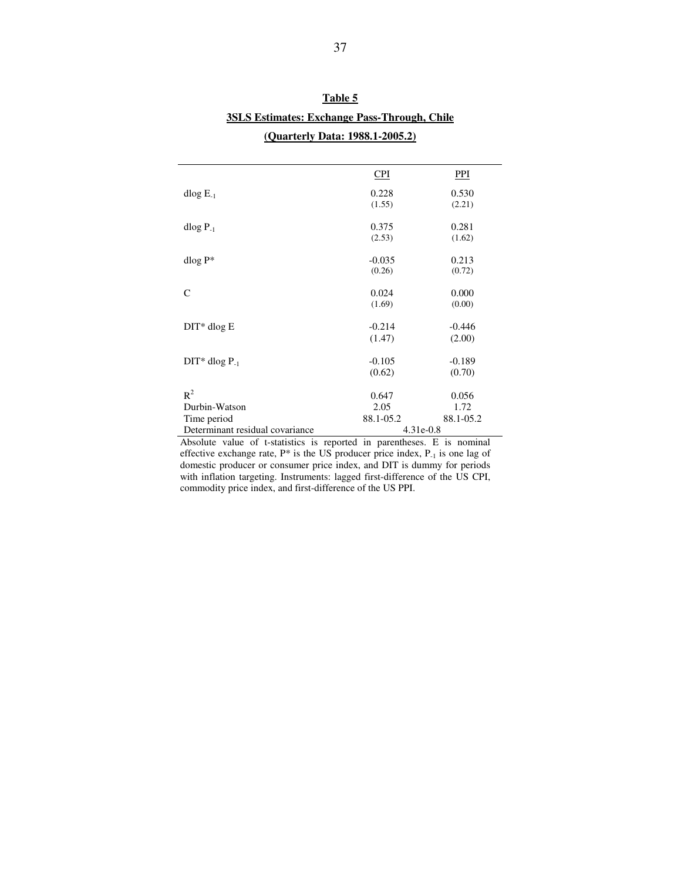**Table 5**

**3SLS Estimates: Exchange Pass-Through, Chile**

**(Quarterly Data: 1988.1-2005.2)**

| | CPI | PPI |
|---|---|---|
| dlog $E_{-1}$ | 0.228 | 0.530 |
| | (1.55) | (2.21) |
| dlog $P_{-1}$ | 0.375 | 0.281 |
| | (2.53) | (1.62) |
| dlog P* | -0.035 | 0.213 |
| | (0.26) | (0.72) |
| C | 0.024 | 0.000 |
| | (1.69) | (0.00) |
| DIT* dlog E | -0.214 | -0.446 |
| | (1.47) | (2.00) |
| DIT* dlog $P_{-1}$ | -0.105 | -0.189 |
| | (0.62) | (0.70) |
| $R^2$ | 0.647 | 0.056 |
| Durbin-Watson | 2.05 | 1.72 |
| Time period | 88.1-05.2 | 88.1-05.2 |
| Determinant residual covariance | 4.31e-0.8 | |

Absolute value of t-statistics is reported in parentheses. E is nominal effective exchange rate, P* is the US producer price index, $P_{-1}$ is one lag of domestic producer or consumer price index, and DIT is dummy for periods with inflation targeting. Instruments: lagged first-difference of the US CPI, commodity price index, and first-difference of the US PPI.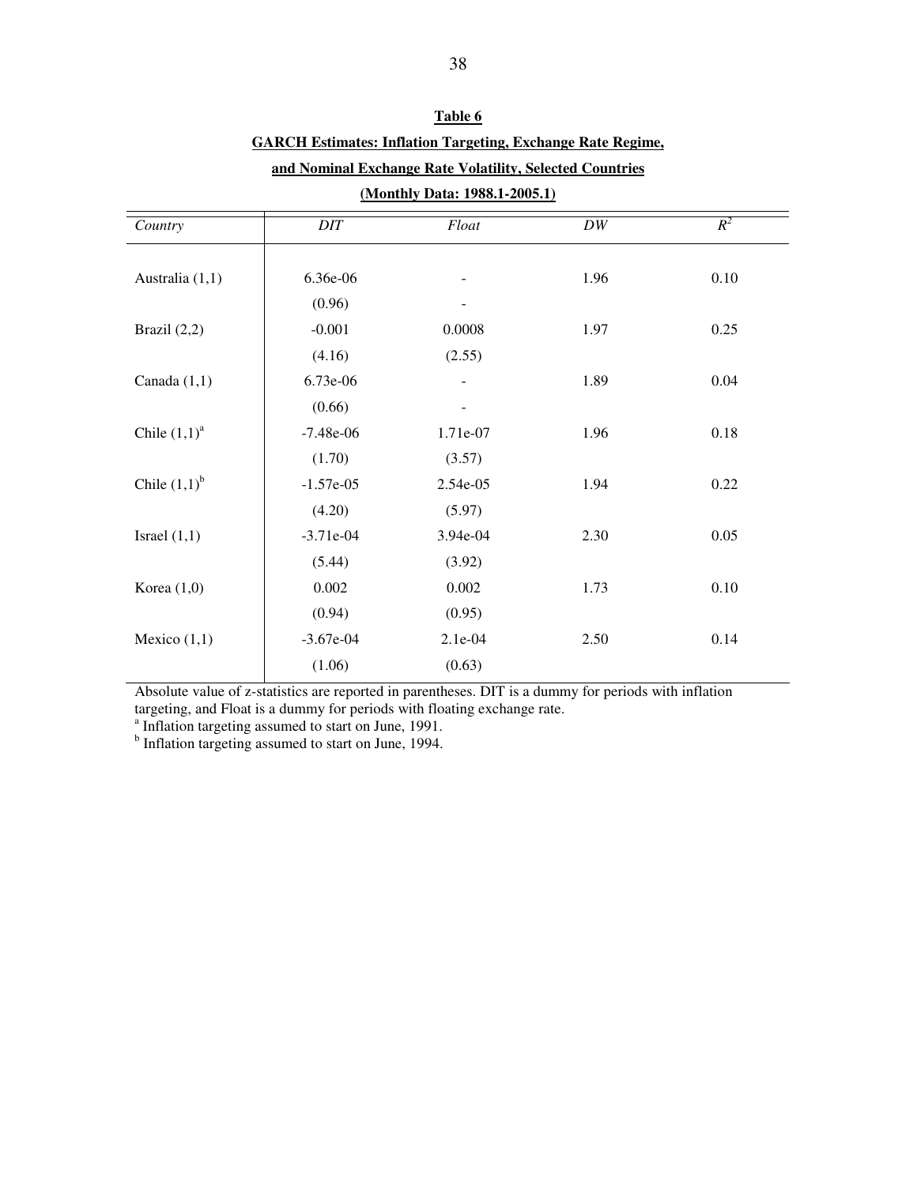**Table 6**

**GARCH Estimates: Inflation Targeting, Exchange Rate Regime,**

**and Nominal Exchange Rate Volatility, Selected Countries**

**(Monthly Data: 1988.1-2005.1)**

| *Country* | *DIT* | *Float* | *DW* | $R^2$ |
|---|---|---|---|---|
| Australia (1,1) | 6.36e-06 | - | 1.96 | 0.10 |
| | (0.96) | - | | |
| Brazil (2,2) | -0.001 | 0.0008 | 1.97 | 0.25 |
| | (4.16) | (2.55) | | |
| Canada (1,1) | 6.73e-06 | - | 1.89 | 0.04 |
| | (0.66) | - | | |
| Chile (1,1)[a] | -7.48e-06 | 1.71e-07 | 1.96 | 0.18 |
| | (1.70) | (3.57) | | |
| Chile (1,1)[b] | -1.57e-05 | 2.54e-05 | 1.94 | 0.22 |
| | (4.20) | (5.97) | | |
| Israel (1,1) | -3.71e-04 | 3.94e-04 | 2.30 | 0.05 |
| | (5.44) | (3.92) | | |
| Korea (1,0) | 0.002 | 0.002 | 1.73 | 0.10 |
| | (0.94) | (0.95) | | |
| Mexico (1,1) | -3.67e-04 | 2.1e-04 | 2.50 | 0.14 |
| | (1.06) | (0.63) | | |

Absolute value of z-statistics are reported in parentheses. DIT is a dummy for periods with inflation targeting, and Float is a dummy for periods with floating exchange rate.

[a] Inflation targeting assumed to start on June, 1991.

[b] Inflation targeting assumed to start on June, 1994.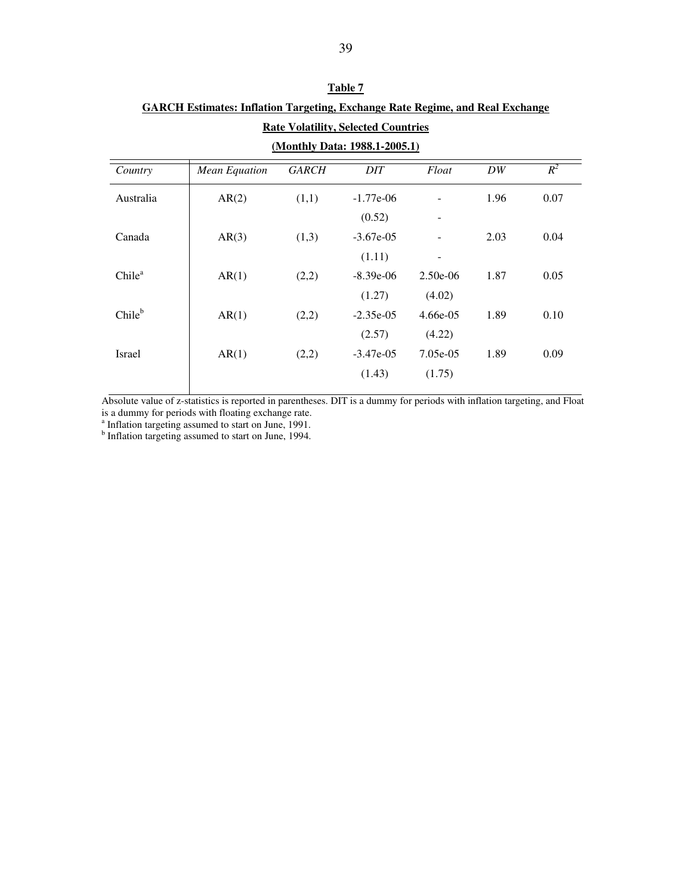**Table 7**

**GARCH Estimates: Inflation Targeting, Exchange Rate Regime, and Real Exchange Rate Volatility, Selected Countries**

**(Monthly Data: 1988.1-2005.1)**

| *Country* | *Mean Equation* | *GARCH* | *DIT* | *Float* | *DW* | $R^2$ |
|---|---|---|---|---|---|---|
| Australia | AR(2) | (1,1) | -1.77e-06 | - | 1.96 | 0.07 |
| | | | (0.52) | - | | |
| Canada | AR(3) | (1,3) | -3.67e-05 | - | 2.03 | 0.04 |
| | | | (1.11) | - | | |
| Chile[a] | AR(1) | (2,2) | -8.39e-06 | 2.50e-06 | 1.87 | 0.05 |
| | | | (1.27) | (4.02) | | |
| Chile[b] | AR(1) | (2,2) | -2.35e-05 | 4.66e-05 | 1.89 | 0.10 |
| | | | (2.57) | (4.22) | | |
| Israel | AR(1) | (2,2) | -3.47e-05 | 7.05e-05 | 1.89 | 0.09 |
| | | | (1.43) | (1.75) | | |

Absolute value of z-statistics is reported in parentheses. DIT is a dummy for periods with inflation targeting, and Float is a dummy for periods with floating exchange rate.

[a] Inflation targeting assumed to start on June, 1991.

[b] Inflation targeting assumed to start on June, 1994.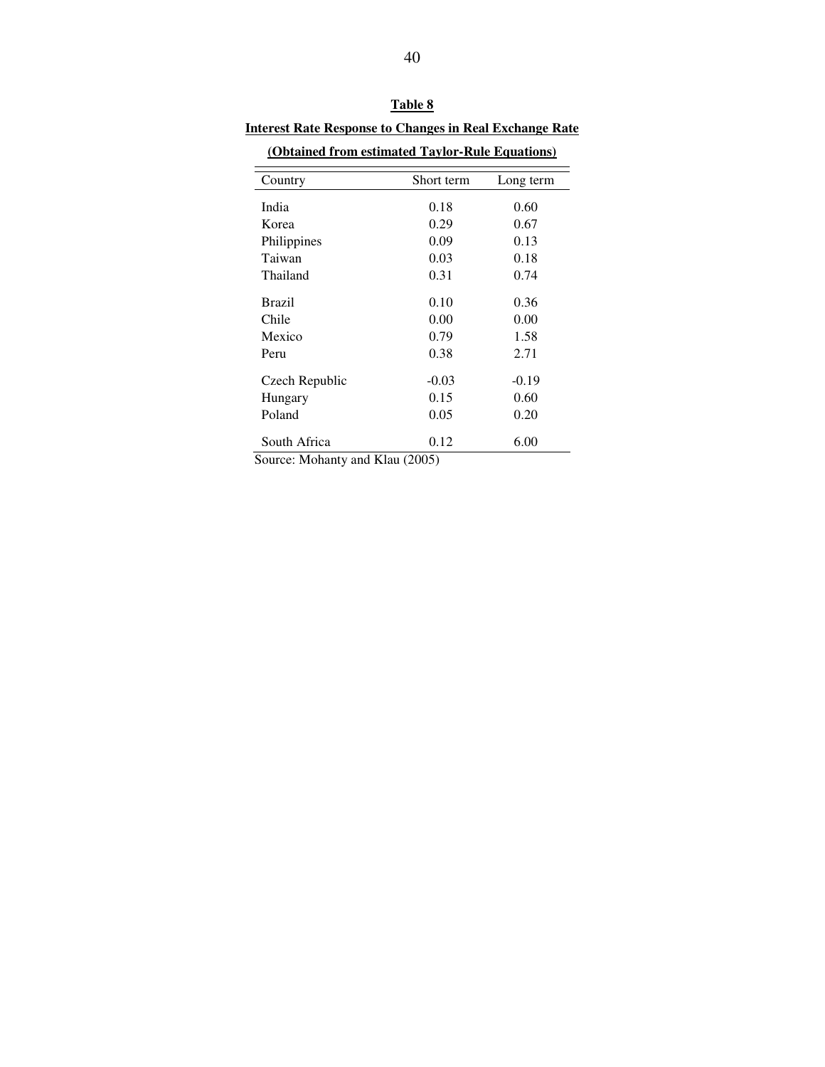**Table 8**

**Interest Rate Response to Changes in Real Exchange Rate**

**(Obtained from estimated Taylor-Rule Equations)**

| Country | Short term | Long term |
|---|---|---|
| India | 0.18 | 0.60 |
| Korea | 0.29 | 0.67 |
| Philippines | 0.09 | 0.13 |
| Taiwan | 0.03 | 0.18 |
| Thailand | 0.31 | 0.74 |
| Brazil | 0.10 | 0.36 |
| Chile | 0.00 | 0.00 |
| Mexico | 0.79 | 1.58 |
| Peru | 0.38 | 2.71 |
| Czech Republic | -0.03 | -0.19 |
| Hungary | 0.15 | 0.60 |
| Poland | 0.05 | 0.20 |
| South Africa | 0.12 | 6.00 |

Source: Mohanty and Klau (2005)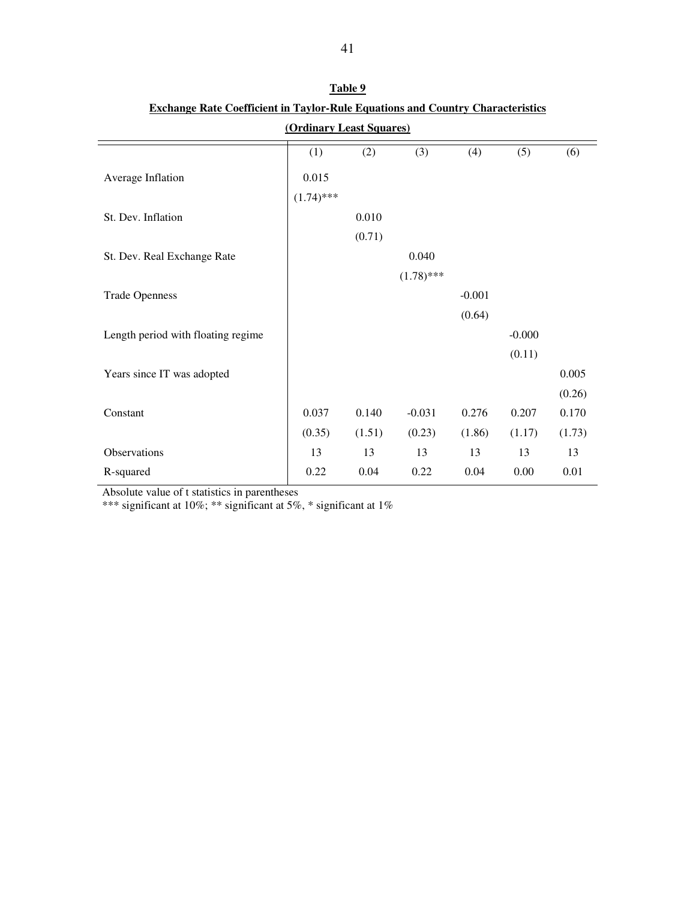**Table 9**

**Exchange Rate Coefficient in Taylor-Rule Equations and Country Characteristics**

**(Ordinary Least Squares)**

| | (1) | (2) | (3) | (4) | (5) | (6) |
|---|---|---|---|---|---|---|
| Average Inflation | 0.015 | | | | | |
| | (1.74)*** | | | | | |
| St. Dev. Inflation | | 0.010 | | | | |
| | | (0.71) | | | | |
| St. Dev. Real Exchange Rate | | | 0.040 | | | |
| | | | (1.78)*** | | | |
| Trade Openness | | | | -0.001 | | |
| | | | | (0.64) | | |
| Length period with floating regime | | | | | -0.000 | |
| | | | | | (0.11) | |
| Years since IT was adopted | | | | | | 0.005 |
| | | | | | | (0.26) |
| Constant | 0.037 | 0.140 | -0.031 | 0.276 | 0.207 | 0.170 |
| | (0.35) | (1.51) | (0.23) | (1.86) | (1.17) | (1.73) |
| Observations | 13 | 13 | 13 | 13 | 13 | 13 |
| R-squared | 0.22 | 0.04 | 0.22 | 0.04 | 0.00 | 0.01 |

Absolute value of t statistics in parentheses

*** significant at 10%; ** significant at 5%, * significant at 1%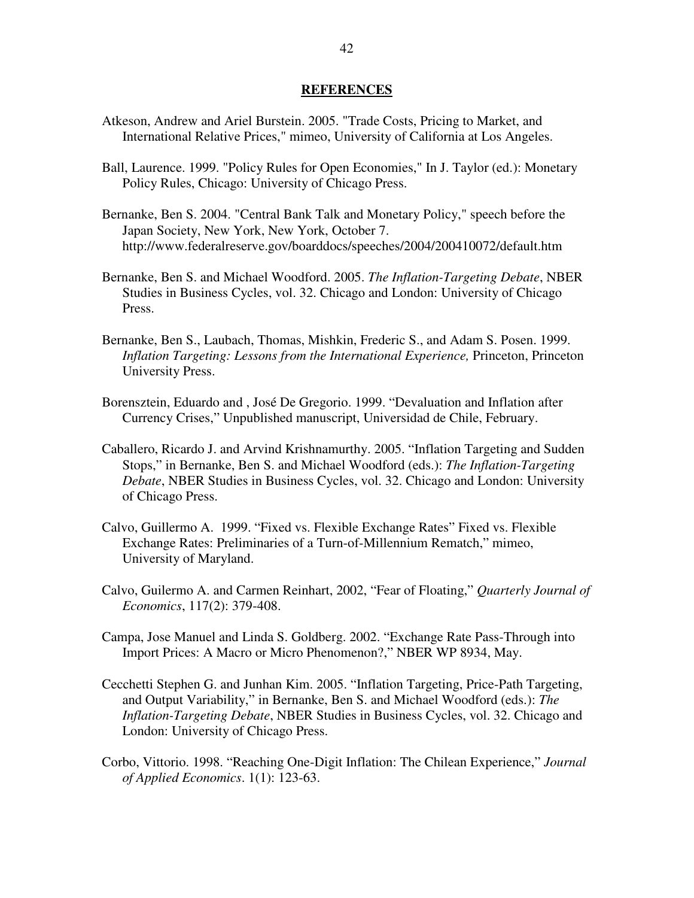## REFERENCES

Atkeson, Andrew and Ariel Burstein. 2005. "Trade Costs, Pricing to Market, and International Relative Prices," mimeo, University of California at Los Angeles.

Ball, Laurence. 1999. "Policy Rules for Open Economies," In J. Taylor (ed.): Monetary Policy Rules, Chicago: University of Chicago Press.

Bernanke, Ben S. 2004. "Central Bank Talk and Monetary Policy," speech before the Japan Society, New York, New York, October 7. http://www.federalreserve.gov/boarddocs/speeches/2004/200410072/default.htm

Bernanke, Ben S. and Michael Woodford. 2005. *The Inflation-Targeting Debate*, NBER Studies in Business Cycles, vol. 32. Chicago and London: University of Chicago Press.

Bernanke, Ben S., Laubach, Thomas, Mishkin, Frederic S., and Adam S. Posen. 1999. *Inflation Targeting: Lessons from the International Experience,* Princeton, Princeton University Press.

Borensztein, Eduardo and , José De Gregorio. 1999. "Devaluation and Inflation after Currency Crises," Unpublished manuscript, Universidad de Chile, February.

Caballero, Ricardo J. and Arvind Krishnamurthy. 2005. "Inflation Targeting and Sudden Stops," in Bernanke, Ben S. and Michael Woodford (eds.): *The Inflation-Targeting Debate*, NBER Studies in Business Cycles, vol. 32. Chicago and London: University of Chicago Press.

Calvo, Guillermo A. 1999. "Fixed vs. Flexible Exchange Rates" Fixed vs. Flexible Exchange Rates: Preliminaries of a Turn-of-Millennium Rematch," mimeo, University of Maryland.

Calvo, Guilermo A. and Carmen Reinhart, 2002, "Fear of Floating," *Quarterly Journal of Economics*, 117(2): 379-408.

Campa, Jose Manuel and Linda S. Goldberg. 2002. "Exchange Rate Pass-Through into Import Prices: A Macro or Micro Phenomenon?," NBER WP 8934, May.

Cecchetti Stephen G. and Junhan Kim. 2005. "Inflation Targeting, Price-Path Targeting, and Output Variability," in Bernanke, Ben S. and Michael Woodford (eds.): *The Inflation-Targeting Debate*, NBER Studies in Business Cycles, vol. 32. Chicago and London: University of Chicago Press.

Corbo, Vittorio. 1998. "Reaching One-Digit Inflation: The Chilean Experience," *Journal of Applied Economics*. 1(1): 123-63.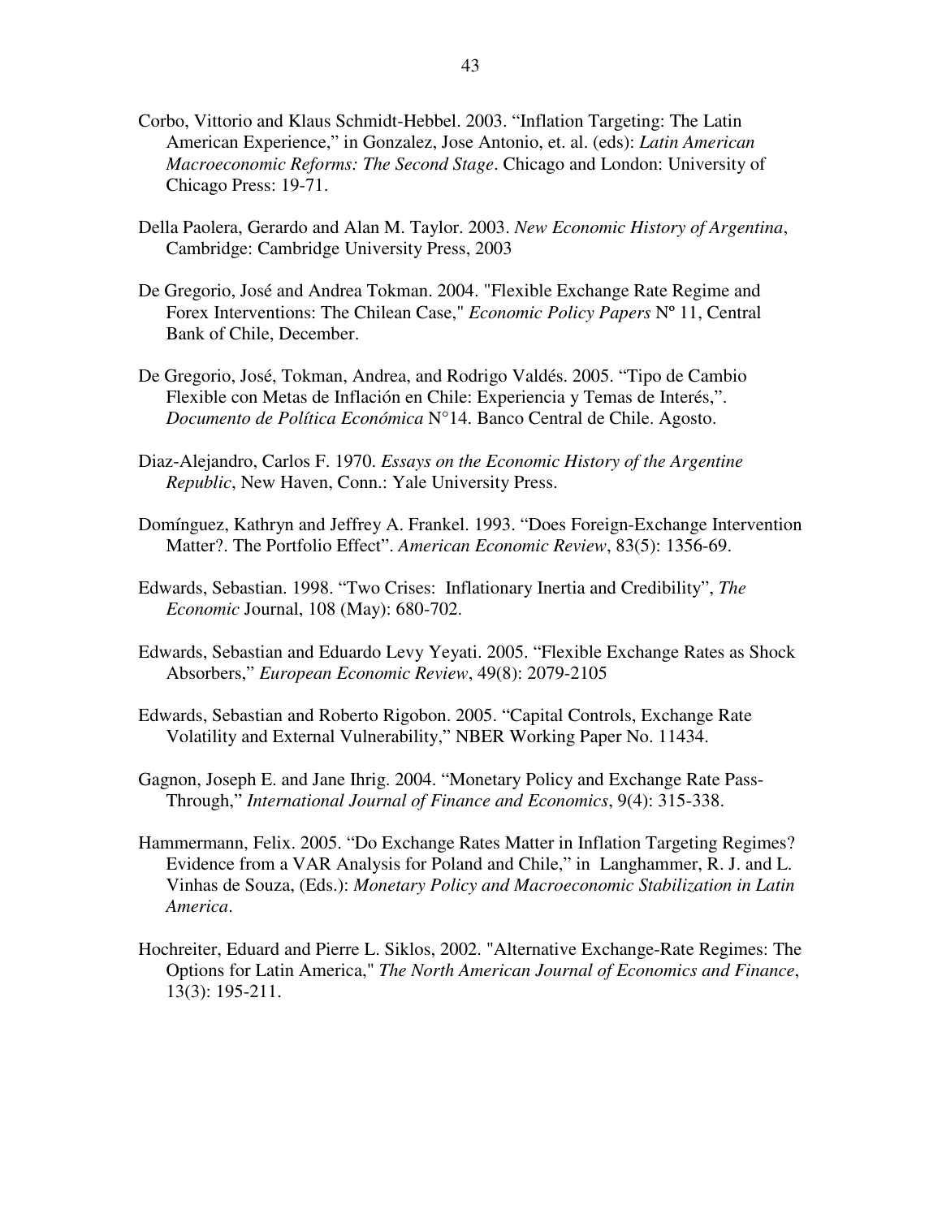Corbo, Vittorio and Klaus Schmidt-Hebbel. 2003. "Inflation Targeting: The Latin American Experience," in Gonzalez, Jose Antonio, et. al. (eds): *Latin American Macroeconomic Reforms: The Second Stage*. Chicago and London: University of Chicago Press: 19-71.

Della Paolera, Gerardo and Alan M. Taylor. 2003. *New Economic History of Argentina*, Cambridge: Cambridge University Press, 2003

De Gregorio, José and Andrea Tokman. 2004. "Flexible Exchange Rate Regime and Forex Interventions: The Chilean Case," *Economic Policy Papers* Nº 11, Central Bank of Chile, December.

De Gregorio, José, Tokman, Andrea, and Rodrigo Valdés. 2005. "Tipo de Cambio Flexible con Metas de Inflación en Chile: Experiencia y Temas de Interés,". *Documento de Política Económica* N°14. Banco Central de Chile. Agosto.

Diaz-Alejandro, Carlos F. 1970. *Essays on the Economic History of the Argentine Republic*, New Haven, Conn.: Yale University Press.

Domínguez, Kathryn and Jeffrey A. Frankel. 1993. "Does Foreign-Exchange Intervention Matter?. The Portfolio Effect". *American Economic Review*, 83(5): 1356-69.

Edwards, Sebastian. 1998. "Two Crises: Inflationary Inertia and Credibility", *The Economic* Journal, 108 (May): 680-702.

Edwards, Sebastian and Eduardo Levy Yeyati. 2005. "Flexible Exchange Rates as Shock Absorbers," *European Economic Review*, 49(8): 2079-2105

Edwards, Sebastian and Roberto Rigobon. 2005. "Capital Controls, Exchange Rate Volatility and External Vulnerability," NBER Working Paper No. 11434.

Gagnon, Joseph E. and Jane Ihrig. 2004. "Monetary Policy and Exchange Rate Pass-Through," *International Journal of Finance and Economics*, 9(4): 315-338.

Hammermann, Felix. 2005. "Do Exchange Rates Matter in Inflation Targeting Regimes? Evidence from a VAR Analysis for Poland and Chile," in Langhammer, R. J. and L. Vinhas de Souza, (Eds.): *Monetary Policy and Macroeconomic Stabilization in Latin America*.

Hochreiter, Eduard and Pierre L. Siklos, 2002. "Alternative Exchange-Rate Regimes: The Options for Latin America," *The North American Journal of Economics and Finance*, 13(3): 195-211.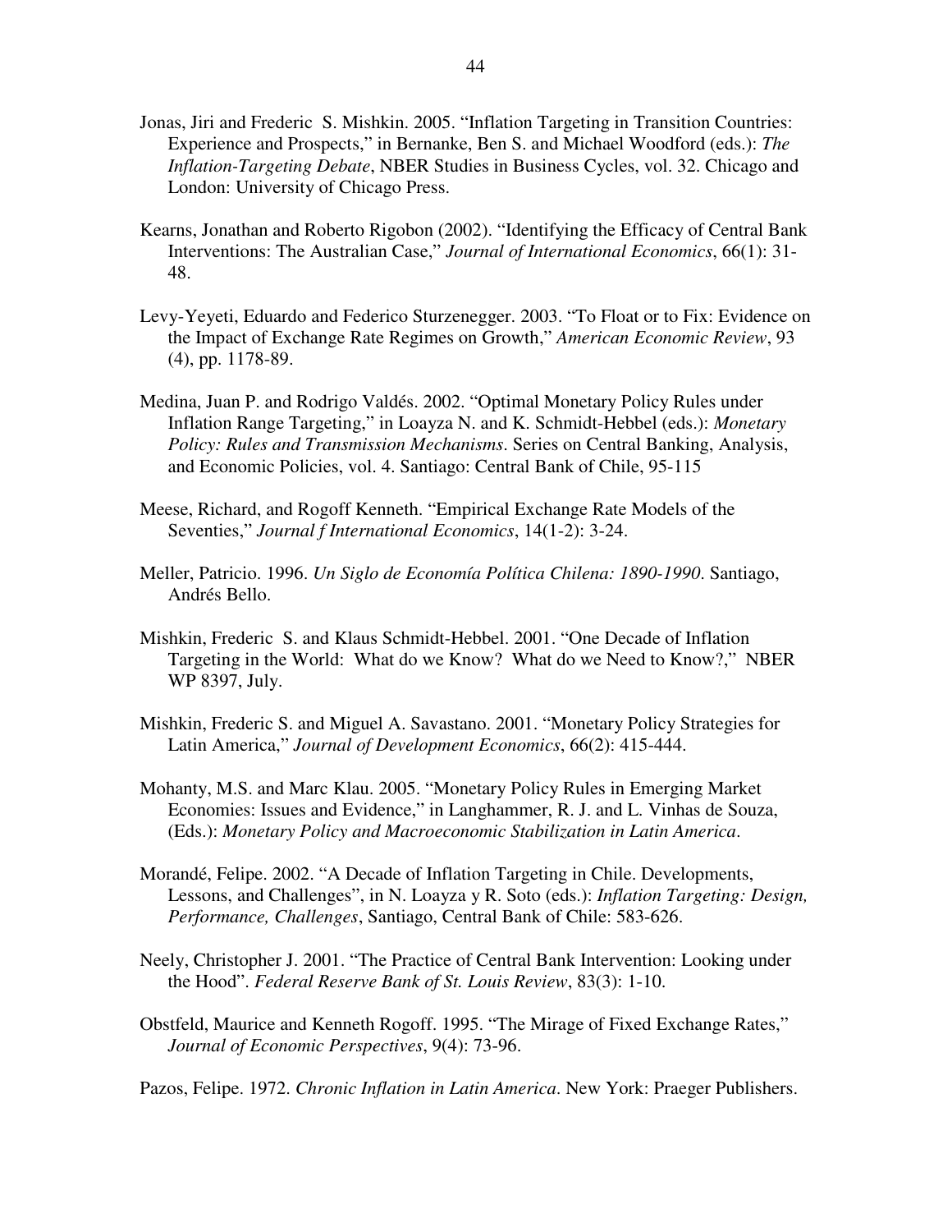Jonas, Jiri and Frederic  S. Mishkin. 2005. "Inflation Targeting in Transition Countries: Experience and Prospects," in Bernanke, Ben S. and Michael Woodford (eds.): *The Inflation-Targeting Debate*, NBER Studies in Business Cycles, vol. 32. Chicago and London: University of Chicago Press.

Kearns, Jonathan and Roberto Rigobon (2002). "Identifying the Efficacy of Central Bank Interventions: The Australian Case," *Journal of International Economics*, 66(1): 31-48.

Levy-Yeyeti, Eduardo and Federico Sturzenegger. 2003. "To Float or to Fix: Evidence on the Impact of Exchange Rate Regimes on Growth," *American Economic Review*, 93 (4), pp. 1178-89.

Medina, Juan P. and Rodrigo Valdés. 2002. "Optimal Monetary Policy Rules under Inflation Range Targeting," in Loayza N. and K. Schmidt-Hebbel (eds.): *Monetary Policy: Rules and Transmission Mechanisms*. Series on Central Banking, Analysis, and Economic Policies, vol. 4. Santiago: Central Bank of Chile, 95-115

Meese, Richard, and Rogoff Kenneth. "Empirical Exchange Rate Models of the Seventies," *Journal f International Economics*, 14(1-2): 3-24.

Meller, Patricio. 1996. *Un Siglo de Economía Política Chilena: 1890-1990*. Santiago, Andrés Bello.

Mishkin, Frederic  S. and Klaus Schmidt-Hebbel. 2001. "One Decade of Inflation Targeting in the World:  What do we Know?  What do we Need to Know?,"  NBER WP 8397, July.

Mishkin, Frederic S. and Miguel A. Savastano. 2001. "Monetary Policy Strategies for Latin America," *Journal of Development Economics*, 66(2): 415-444.

Mohanty, M.S. and Marc Klau. 2005. "Monetary Policy Rules in Emerging Market Economies: Issues and Evidence," in Langhammer, R. J. and L. Vinhas de Souza, (Eds.): *Monetary Policy and Macroeconomic Stabilization in Latin America*.

Morandé, Felipe. 2002. "A Decade of Inflation Targeting in Chile. Developments, Lessons, and Challenges", in N. Loayza y R. Soto (eds.): *Inflation Targeting: Design, Performance, Challenges*, Santiago, Central Bank of Chile: 583-626.

Neely, Christopher J. 2001. "The Practice of Central Bank Intervention: Looking under the Hood". *Federal Reserve Bank of St. Louis Review*, 83(3): 1-10.

Obstfeld, Maurice and Kenneth Rogoff. 1995. "The Mirage of Fixed Exchange Rates," *Journal of Economic Perspectives*, 9(4): 73-96.

Pazos, Felipe. 1972. *Chronic Inflation in Latin America*. New York: Praeger Publishers.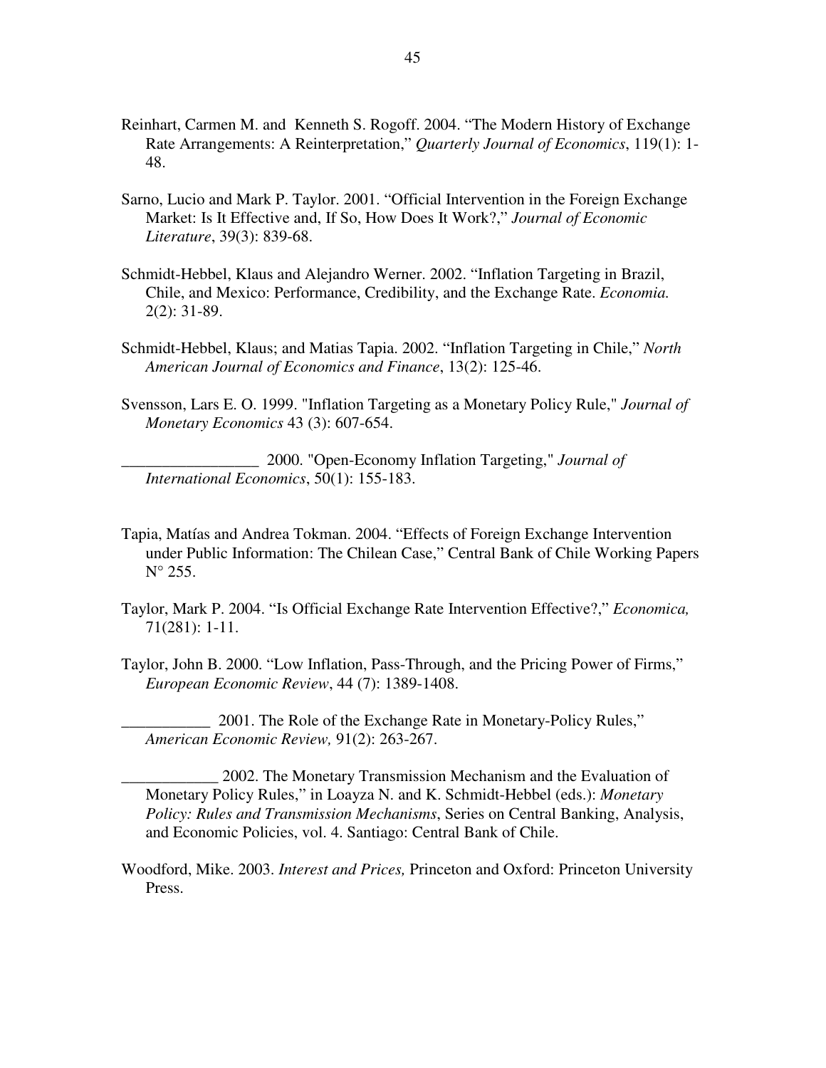Reinhart, Carmen M. and Kenneth S. Rogoff. 2004. "The Modern History of Exchange Rate Arrangements: A Reinterpretation," *Quarterly Journal of Economics*, 119(1): 1-48.

Sarno, Lucio and Mark P. Taylor. 2001. "Official Intervention in the Foreign Exchange Market: Is It Effective and, If So, How Does It Work?," *Journal of Economic Literature*, 39(3): 839-68.

Schmidt-Hebbel, Klaus and Alejandro Werner. 2002. "Inflation Targeting in Brazil, Chile, and Mexico: Performance, Credibility, and the Exchange Rate. *Economia.* 2(2): 31-89.

Schmidt-Hebbel, Klaus; and Matias Tapia. 2002. "Inflation Targeting in Chile," *North American Journal of Economics and Finance*, 13(2): 125-46.

Svensson, Lars E. O. 1999. "Inflation Targeting as a Monetary Policy Rule," *Journal of Monetary Economics* 43 (3): 607-654.

_________________ 2000. "Open-Economy Inflation Targeting," *Journal of International Economics*, 50(1): 155-183.

Tapia, Matías and Andrea Tokman. 2004. "Effects of Foreign Exchange Intervention under Public Information: The Chilean Case," Central Bank of Chile Working Papers N° 255.

Taylor, Mark P. 2004. "Is Official Exchange Rate Intervention Effective?," *Economica,* 71(281): 1-11.

Taylor, John B. 2000. "Low Inflation, Pass-Through, and the Pricing Power of Firms," *European Economic Review*, 44 (7): 1389-1408.

___________ 2001. The Role of the Exchange Rate in Monetary-Policy Rules," *American Economic Review,* 91(2): 263-267.

____________ 2002. The Monetary Transmission Mechanism and the Evaluation of Monetary Policy Rules," in Loayza N. and K. Schmidt-Hebbel (eds.): *Monetary Policy: Rules and Transmission Mechanisms*, Series on Central Banking, Analysis, and Economic Policies, vol. 4. Santiago: Central Bank of Chile.

Woodford, Mike. 2003. *Interest and Prices,* Princeton and Oxford: Princeton University Press.